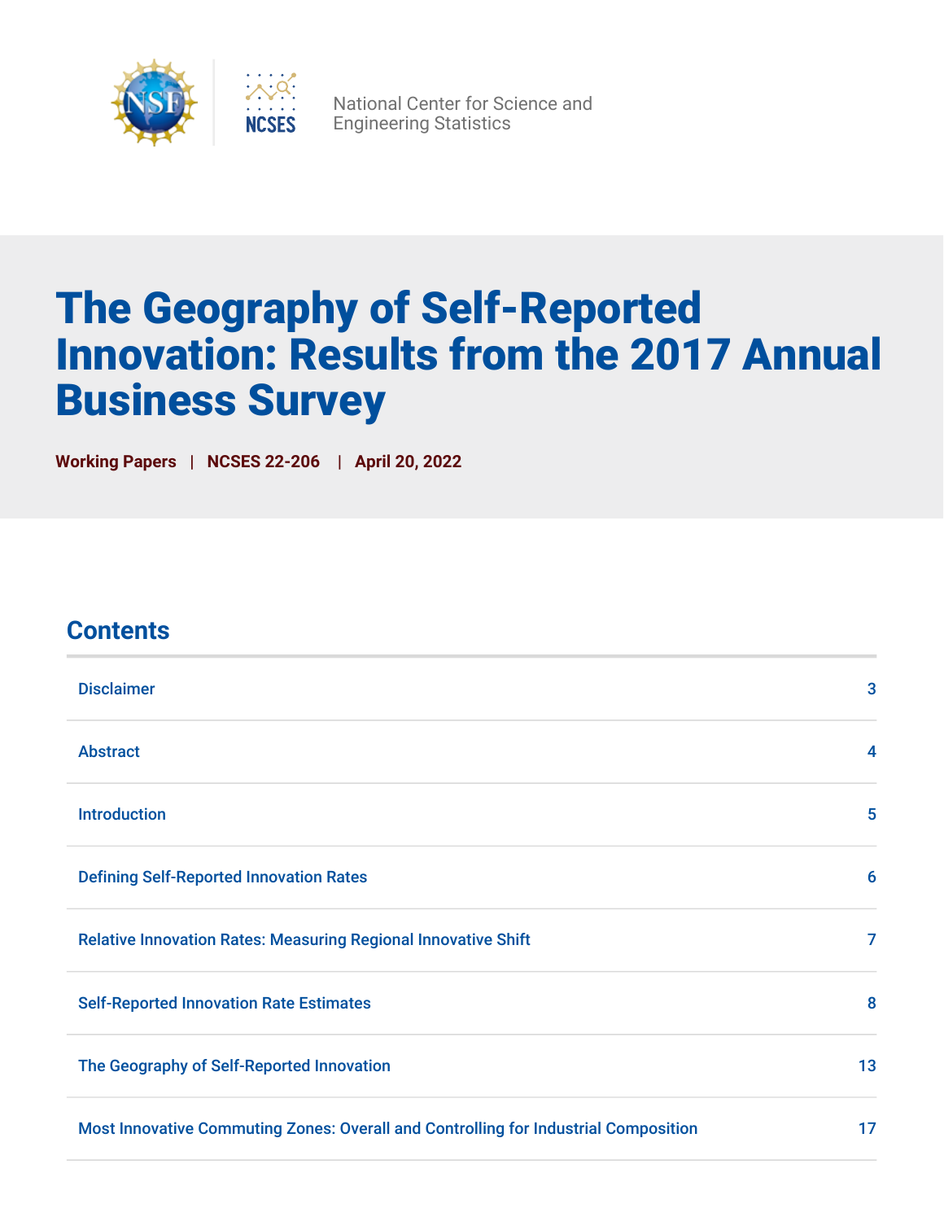National Center for Science and Engineering Statistics

# The Geography of Self-Reported Innovation: Results from the 2017 Annual Business Survey

**Working Papers | NCSES 22-206 | April 20, 2022**

## Contents

| | |
|---|---|
| Disclaimer | 3 |
| Abstract | 4 |
| Introduction | 5 |
| Defining Self-Reported Innovation Rates | 6 |
| Relative Innovation Rates: Measuring Regional Innovative Shift | 7 |
| Self-Reported Innovation Rate Estimates | 8 |
| The Geography of Self-Reported Innovation | 13 |
| Most Innovative Commuting Zones: Overall and Controlling for Industrial Composition | 17 |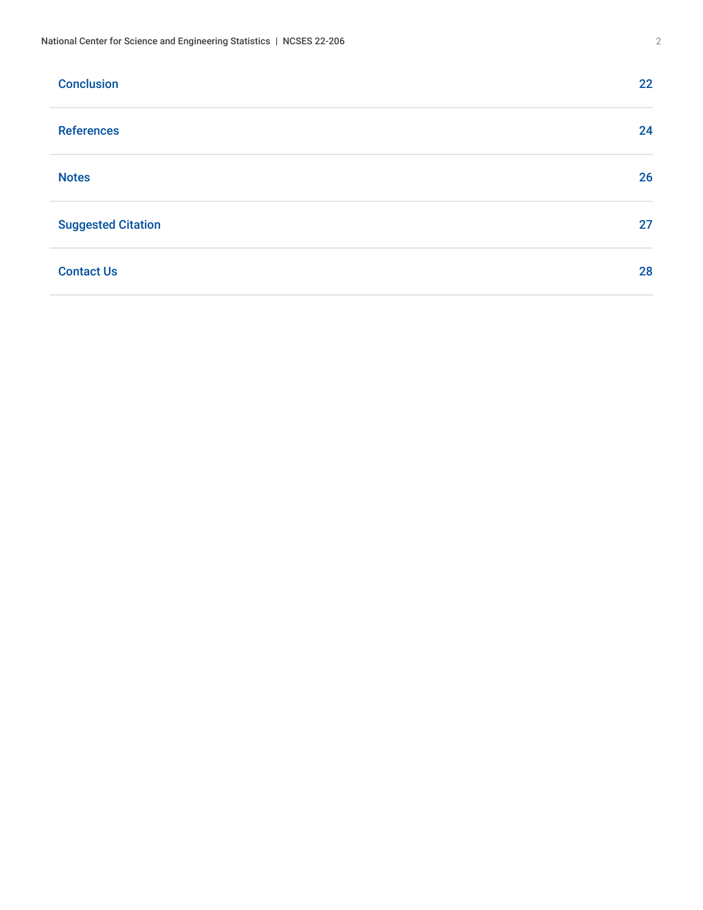| | |
|---|---|
| Conclusion | 22 |
| References | 24 |
| Notes | 26 |
| Suggested Citation | 27 |
| Contact Us | 28 |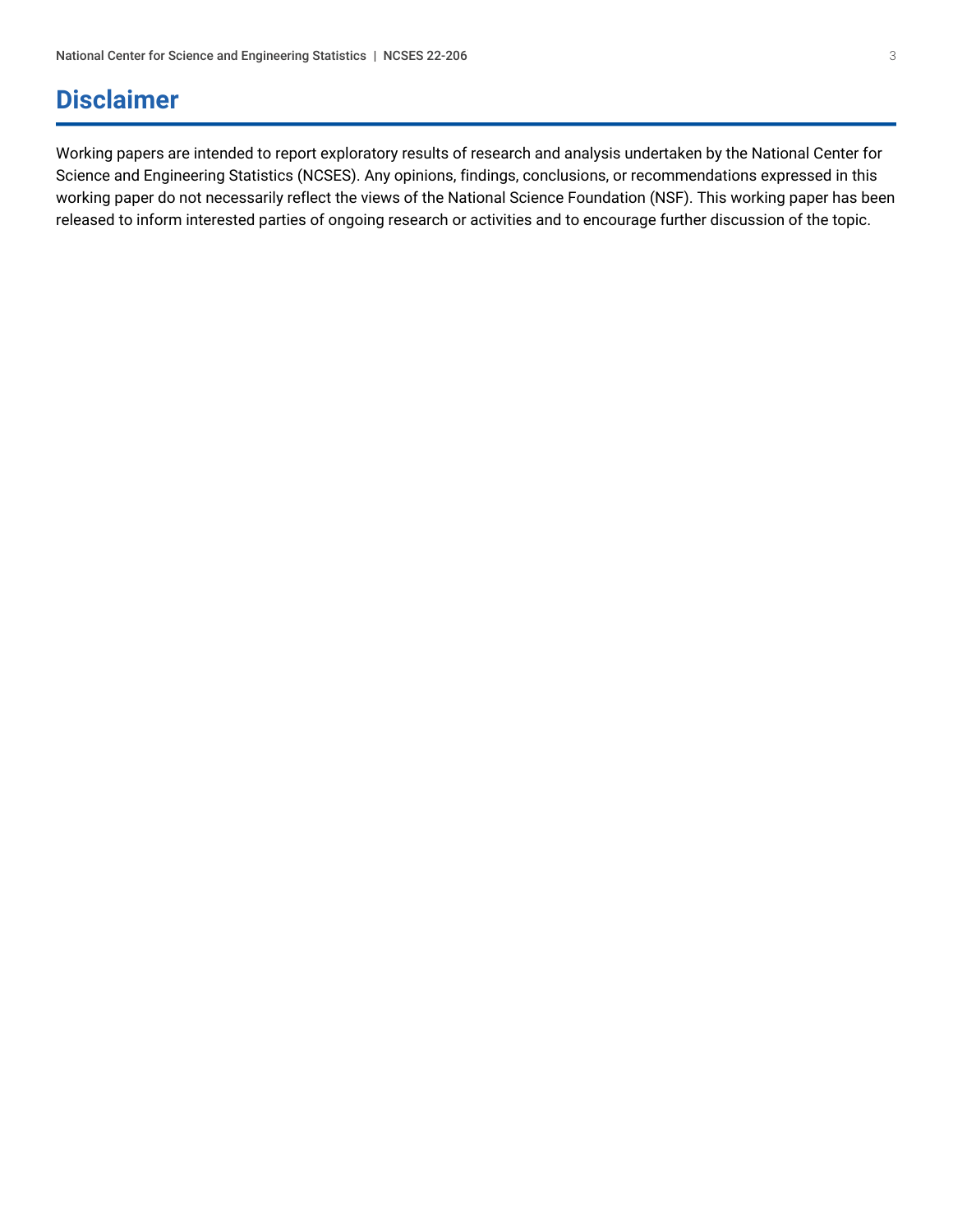# Disclaimer

Working papers are intended to report exploratory results of research and analysis undertaken by the National Center for Science and Engineering Statistics (NCSES). Any opinions, findings, conclusions, or recommendations expressed in this working paper do not necessarily reflect the views of the National Science Foundation (NSF). This working paper has been released to inform interested parties of ongoing research or activities and to encourage further discussion of the topic.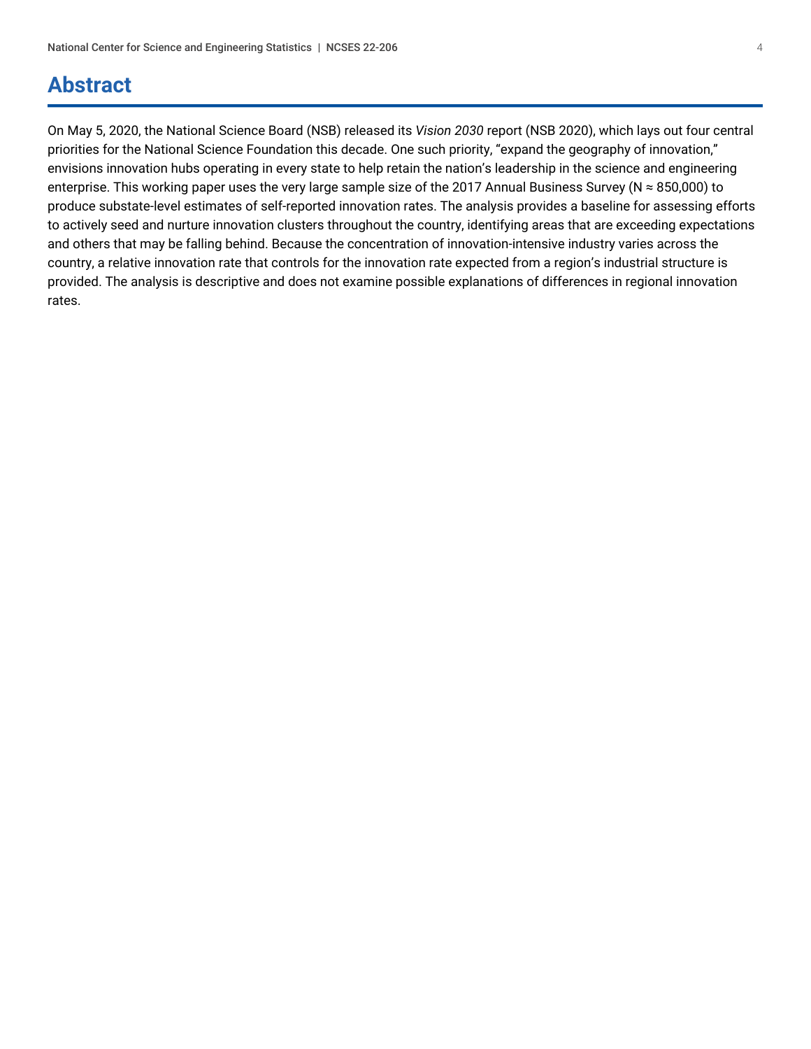# Abstract

On May 5, 2020, the National Science Board (NSB) released its *Vision 2030* report (NSB 2020), which lays out four central priorities for the National Science Foundation this decade. One such priority, "expand the geography of innovation," envisions innovation hubs operating in every state to help retain the nation's leadership in the science and engineering enterprise. This working paper uses the very large sample size of the 2017 Annual Business Survey (N ≈ 850,000) to produce substate-level estimates of self-reported innovation rates. The analysis provides a baseline for assessing efforts to actively seed and nurture innovation clusters throughout the country, identifying areas that are exceeding expectations and others that may be falling behind. Because the concentration of innovation-intensive industry varies across the country, a relative innovation rate that controls for the innovation rate expected from a region's industrial structure is provided. The analysis is descriptive and does not examine possible explanations of differences in regional innovation rates.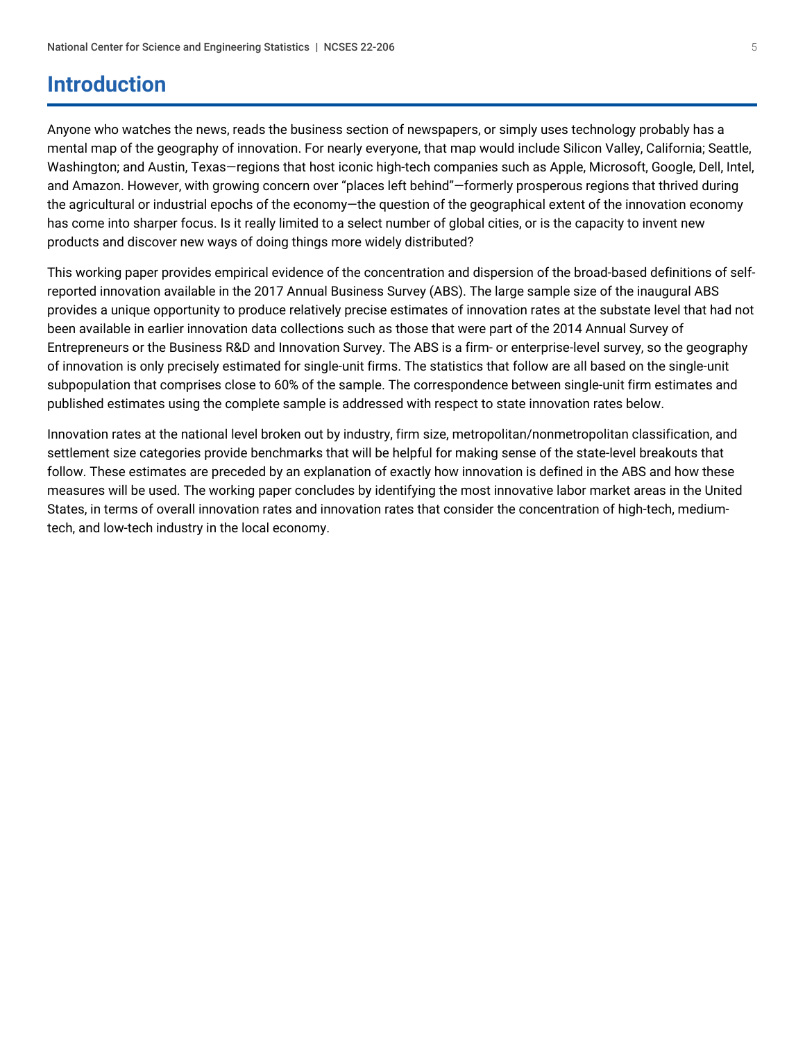# Introduction

Anyone who watches the news, reads the business section of newspapers, or simply uses technology probably has a mental map of the geography of innovation. For nearly everyone, that map would include Silicon Valley, California; Seattle, Washington; and Austin, Texas—regions that host iconic high-tech companies such as Apple, Microsoft, Google, Dell, Intel, and Amazon. However, with growing concern over "places left behind"—formerly prosperous regions that thrived during the agricultural or industrial epochs of the economy—the question of the geographical extent of the innovation economy has come into sharper focus. Is it really limited to a select number of global cities, or is the capacity to invent new products and discover new ways of doing things more widely distributed?

This working paper provides empirical evidence of the concentration and dispersion of the broad-based definitions of self-reported innovation available in the 2017 Annual Business Survey (ABS). The large sample size of the inaugural ABS provides a unique opportunity to produce relatively precise estimates of innovation rates at the substate level that had not been available in earlier innovation data collections such as those that were part of the 2014 Annual Survey of Entrepreneurs or the Business R&D and Innovation Survey. The ABS is a firm- or enterprise-level survey, so the geography of innovation is only precisely estimated for single-unit firms. The statistics that follow are all based on the single-unit subpopulation that comprises close to 60% of the sample. The correspondence between single-unit firm estimates and published estimates using the complete sample is addressed with respect to state innovation rates below.

Innovation rates at the national level broken out by industry, firm size, metropolitan/nonmetropolitan classification, and settlement size categories provide benchmarks that will be helpful for making sense of the state-level breakouts that follow. These estimates are preceded by an explanation of exactly how innovation is defined in the ABS and how these measures will be used. The working paper concludes by identifying the most innovative labor market areas in the United States, in terms of overall innovation rates and innovation rates that consider the concentration of high-tech, medium-tech, and low-tech industry in the local economy.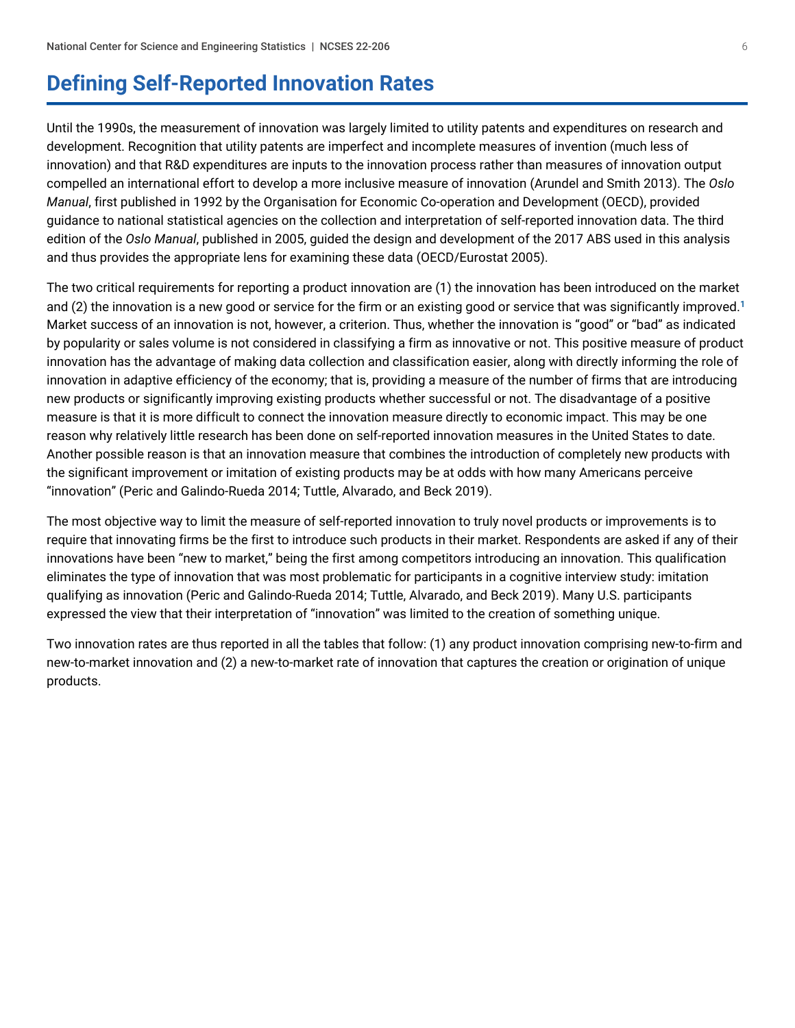# Defining Self-Reported Innovation Rates

Until the 1990s, the measurement of innovation was largely limited to utility patents and expenditures on research and development. Recognition that utility patents are imperfect and incomplete measures of invention (much less of innovation) and that R&D expenditures are inputs to the innovation process rather than measures of innovation output compelled an international effort to develop a more inclusive measure of innovation (Arundel and Smith 2013). The *Oslo Manual*, first published in 1992 by the Organisation for Economic Co-operation and Development (OECD), provided guidance to national statistical agencies on the collection and interpretation of self-reported innovation data. The third edition of the *Oslo Manual*, published in 2005, guided the design and development of the 2017 ABS used in this analysis and thus provides the appropriate lens for examining these data (OECD/Eurostat 2005).

The two critical requirements for reporting a product innovation are (1) the innovation has been introduced on the market and (2) the innovation is a new good or service for the firm or an existing good or service that was significantly improved.[1] Market success of an innovation is not, however, a criterion. Thus, whether the innovation is "good" or "bad" as indicated by popularity or sales volume is not considered in classifying a firm as innovative or not. This positive measure of product innovation has the advantage of making data collection and classification easier, along with directly informing the role of innovation in adaptive efficiency of the economy; that is, providing a measure of the number of firms that are introducing new products or significantly improving existing products whether successful or not. The disadvantage of a positive measure is that it is more difficult to connect the innovation measure directly to economic impact. This may be one reason why relatively little research has been done on self-reported innovation measures in the United States to date. Another possible reason is that an innovation measure that combines the introduction of completely new products with the significant improvement or imitation of existing products may be at odds with how many Americans perceive "innovation" (Peric and Galindo-Rueda 2014; Tuttle, Alvarado, and Beck 2019).

The most objective way to limit the measure of self-reported innovation to truly novel products or improvements is to require that innovating firms be the first to introduce such products in their market. Respondents are asked if any of their innovations have been "new to market," being the first among competitors introducing an innovation. This qualification eliminates the type of innovation that was most problematic for participants in a cognitive interview study: imitation qualifying as innovation (Peric and Galindo-Rueda 2014; Tuttle, Alvarado, and Beck 2019). Many U.S. participants expressed the view that their interpretation of "innovation" was limited to the creation of something unique.

Two innovation rates are thus reported in all the tables that follow: (1) any product innovation comprising new-to-firm and new-to-market innovation and (2) a new-to-market rate of innovation that captures the creation or origination of unique products.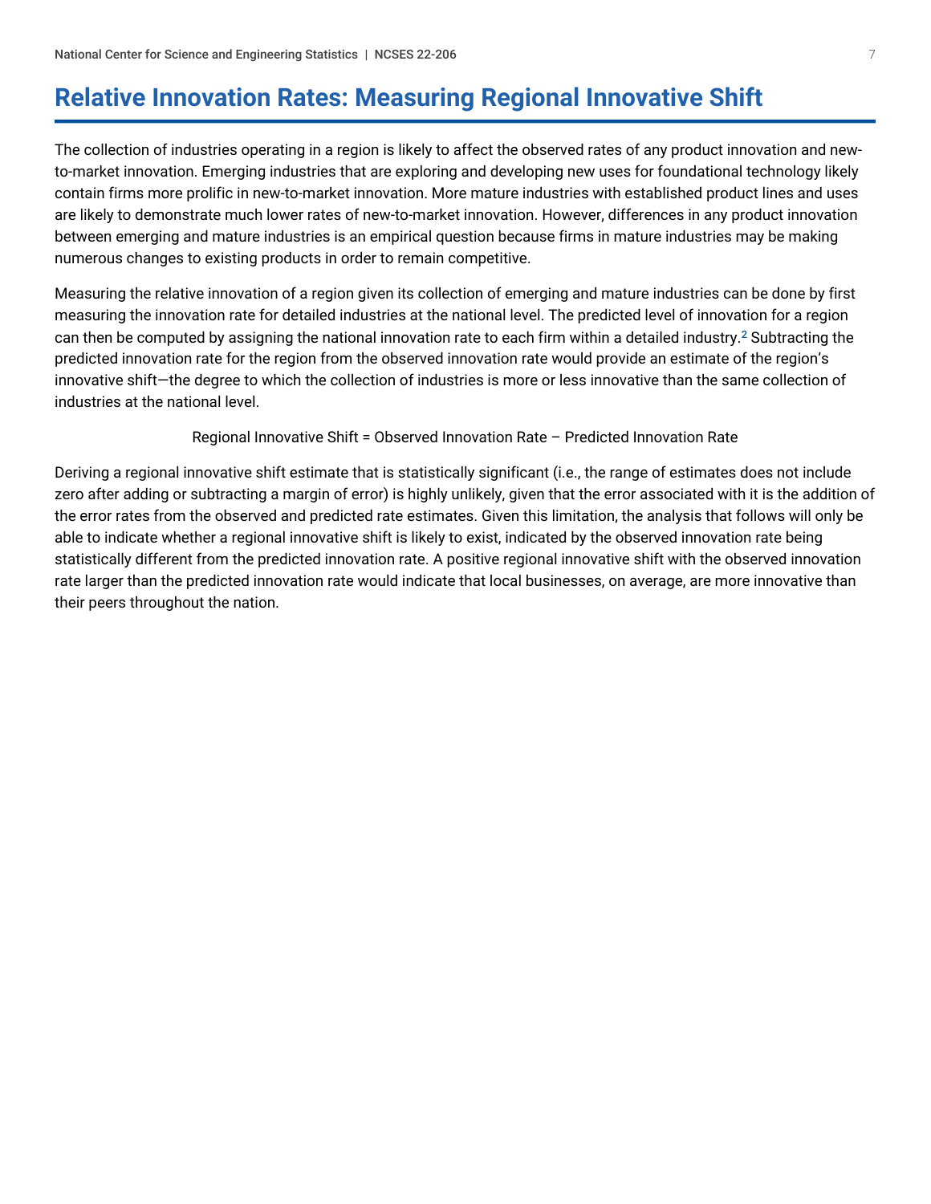## Relative Innovation Rates: Measuring Regional Innovative Shift

The collection of industries operating in a region is likely to affect the observed rates of any product innovation and new-to-market innovation. Emerging industries that are exploring and developing new uses for foundational technology likely contain firms more prolific in new-to-market innovation. More mature industries with established product lines and uses are likely to demonstrate much lower rates of new-to-market innovation. However, differences in any product innovation between emerging and mature industries is an empirical question because firms in mature industries may be making numerous changes to existing products in order to remain competitive.

Measuring the relative innovation of a region given its collection of emerging and mature industries can be done by first measuring the innovation rate for detailed industries at the national level. The predicted level of innovation for a region can then be computed by assigning the national innovation rate to each firm within a detailed industry.[2] Subtracting the predicted innovation rate for the region from the observed innovation rate would provide an estimate of the region's innovative shift—the degree to which the collection of industries is more or less innovative than the same collection of industries at the national level.

Regional Innovative Shift = Observed Innovation Rate – Predicted Innovation Rate

Deriving a regional innovative shift estimate that is statistically significant (i.e., the range of estimates does not include zero after adding or subtracting a margin of error) is highly unlikely, given that the error associated with it is the addition of the error rates from the observed and predicted rate estimates. Given this limitation, the analysis that follows will only be able to indicate whether a regional innovative shift is likely to exist, indicated by the observed innovation rate being statistically different from the predicted innovation rate. A positive regional innovative shift with the observed innovation rate larger than the predicted innovation rate would indicate that local businesses, on average, are more innovative than their peers throughout the nation.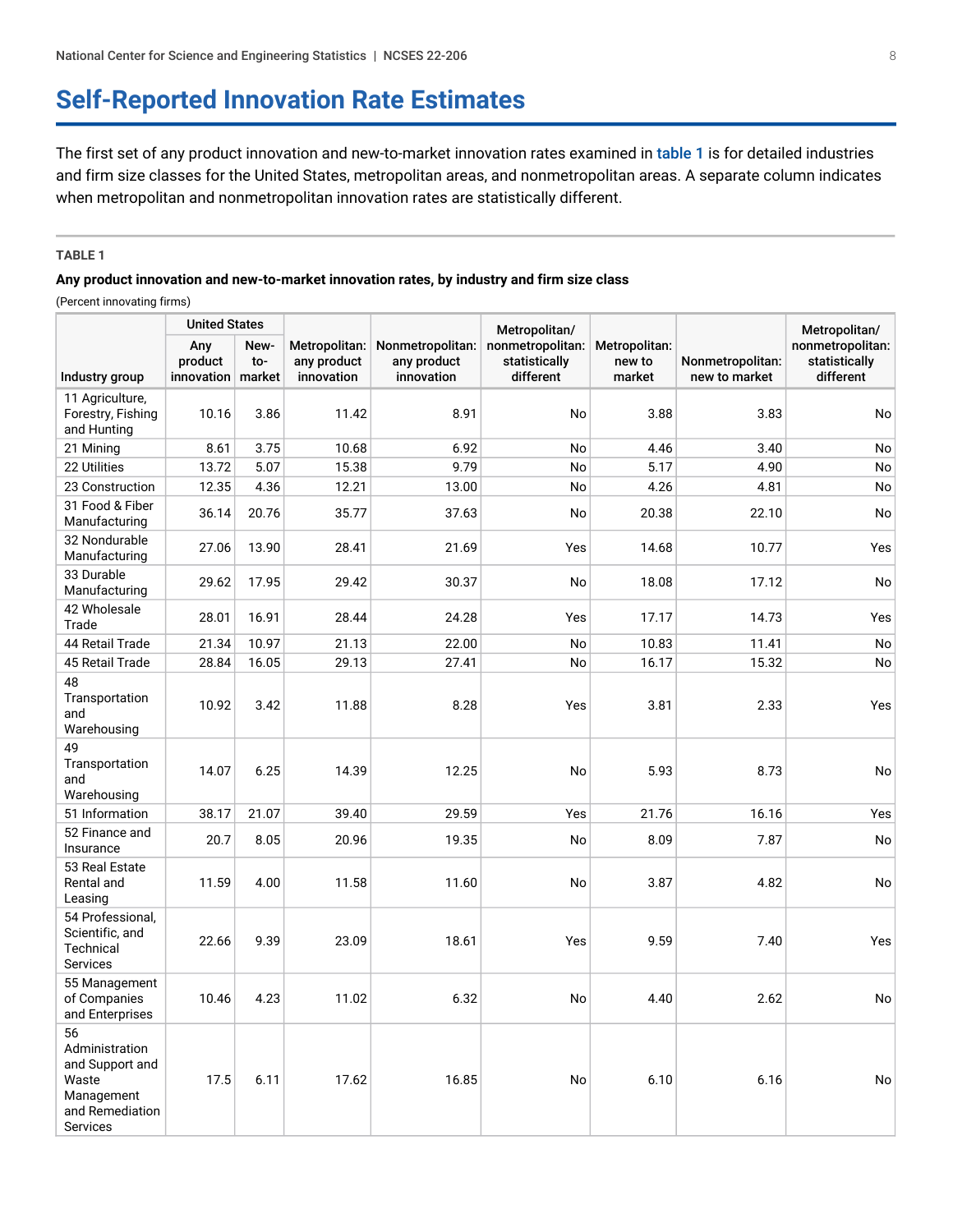# Self-Reported Innovation Rate Estimates

The first set of any product innovation and new-to-market innovation rates examined in table 1 is for detailed industries and firm size classes for the United States, metropolitan areas, and nonmetropolitan areas. A separate column indicates when metropolitan and nonmetropolitan innovation rates are statistically different.

**TABLE 1**

**Any product innovation and new-to-market innovation rates, by industry and firm size class**

(Percent innovating firms)

| Industry group | United States | | Metropolitan: any product innovation | Nonmetropolitan: any product innovation | Metropolitan/ nonmetropolitan: statistically different | Metropolitan: new to market | Nonmetropolitan: new to market | Metropolitan/ nonmetropolitan: statistically different |
|---|---|---|---|---|---|---|---|---|
| | Any product innovation | New-to-market | | | | | | |
| 11 Agriculture, Forestry, Fishing and Hunting | 10.16 | 3.86 | 11.42 | 8.91 | No | 3.88 | 3.83 | No |
| 21 Mining | 8.61 | 3.75 | 10.68 | 6.92 | No | 4.46 | 3.40 | No |
| 22 Utilities | 13.72 | 5.07 | 15.38 | 9.79 | No | 5.17 | 4.90 | No |
| 23 Construction | 12.35 | 4.36 | 12.21 | 13.00 | No | 4.26 | 4.81 | No |
| 31 Food & Fiber Manufacturing | 36.14 | 20.76 | 35.77 | 37.63 | No | 20.38 | 22.10 | No |
| 32 Nondurable Manufacturing | 27.06 | 13.90 | 28.41 | 21.69 | Yes | 14.68 | 10.77 | Yes |
| 33 Durable Manufacturing | 29.62 | 17.95 | 29.42 | 30.37 | No | 18.08 | 17.12 | No |
| 42 Wholesale Trade | 28.01 | 16.91 | 28.44 | 24.28 | Yes | 17.17 | 14.73 | Yes |
| 44 Retail Trade | 21.34 | 10.97 | 21.13 | 22.00 | No | 10.83 | 11.41 | No |
| 45 Retail Trade | 28.84 | 16.05 | 29.13 | 27.41 | No | 16.17 | 15.32 | No |
| 48 Transportation and Warehousing | 10.92 | 3.42 | 11.88 | 8.28 | Yes | 3.81 | 2.33 | Yes |
| 49 Transportation and Warehousing | 14.07 | 6.25 | 14.39 | 12.25 | No | 5.93 | 8.73 | No |
| 51 Information | 38.17 | 21.07 | 39.40 | 29.59 | Yes | 21.76 | 16.16 | Yes |
| 52 Finance and Insurance | 20.7 | 8.05 | 20.96 | 19.35 | No | 8.09 | 7.87 | No |
| 53 Real Estate Rental and Leasing | 11.59 | 4.00 | 11.58 | 11.60 | No | 3.87 | 4.82 | No |
| 54 Professional, Scientific, and Technical Services | 22.66 | 9.39 | 23.09 | 18.61 | Yes | 9.59 | 7.40 | Yes |
| 55 Management of Companies and Enterprises | 10.46 | 4.23 | 11.02 | 6.32 | No | 4.40 | 2.62 | No |
| 56 Administration and Support and Waste Management and Remediation Services | 17.5 | 6.11 | 17.62 | 16.85 | No | 6.10 | 6.16 | No |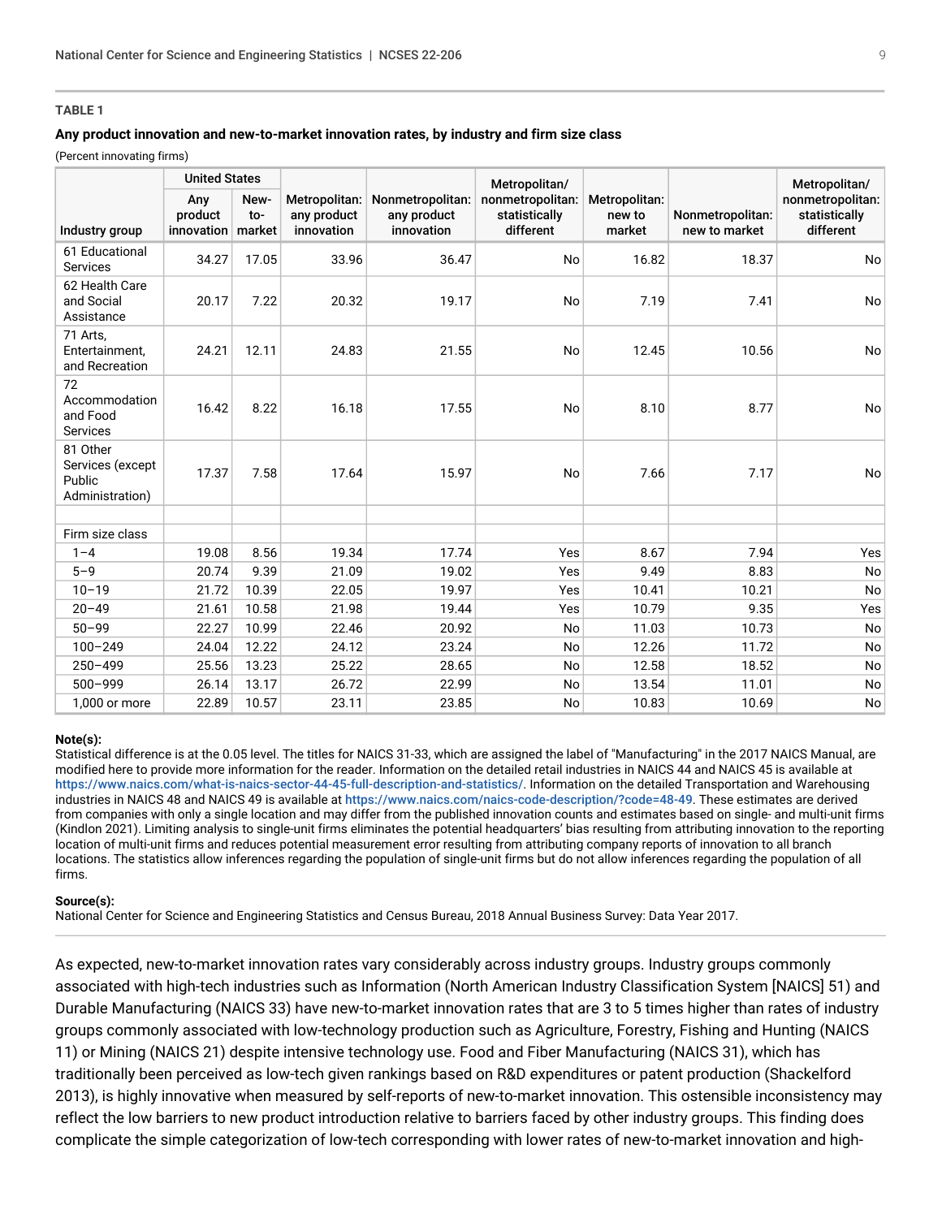**TABLE 1**

**Any product innovation and new-to-market innovation rates, by industry and firm size class**

(Percent innovating firms)

| Industry group | United States | | Metropolitan: any product innovation | Nonmetropolitan: any product innovation | Metropolitan/ nonmetropolitan: statistically different | Metropolitan: new to market | Nonmetropolitan: new to market | Metropolitan/ nonmetropolitan: statistically different |
|---|---|---|---|---|---|---|---|---|
| | Any product innovation | New-to-market | | | | | | |
| 61 Educational Services | 34.27 | 17.05 | 33.96 | 36.47 | No | 16.82 | 18.37 | No |
| 62 Health Care and Social Assistance | 20.17 | 7.22 | 20.32 | 19.17 | No | 7.19 | 7.41 | No |
| 71 Arts, Entertainment, and Recreation | 24.21 | 12.11 | 24.83 | 21.55 | No | 12.45 | 10.56 | No |
| 72 Accommodation and Food Services | 16.42 | 8.22 | 16.18 | 17.55 | No | 8.10 | 8.77 | No |
| 81 Other Services (except Public Administration) | 17.37 | 7.58 | 17.64 | 15.97 | No | 7.66 | 7.17 | No |
| | | | | | | | | |
| Firm size class | | | | | | | | |
| 1–4 | 19.08 | 8.56 | 19.34 | 17.74 | Yes | 8.67 | 7.94 | Yes |
| 5–9 | 20.74 | 9.39 | 21.09 | 19.02 | Yes | 9.49 | 8.83 | No |
| 10–19 | 21.72 | 10.39 | 22.05 | 19.97 | Yes | 10.41 | 10.21 | No |
| 20–49 | 21.61 | 10.58 | 21.98 | 19.44 | Yes | 10.79 | 9.35 | Yes |
| 50–99 | 22.27 | 10.99 | 22.46 | 20.92 | No | 11.03 | 10.73 | No |
| 100–249 | 24.04 | 12.22 | 24.12 | 23.24 | No | 12.26 | 11.72 | No |
| 250–499 | 25.56 | 13.23 | 25.22 | 28.65 | No | 12.58 | 18.52 | No |
| 500–999 | 26.14 | 13.17 | 26.72 | 22.99 | No | 13.54 | 11.01 | No |
| 1,000 or more | 22.89 | 10.57 | 23.11 | 23.85 | No | 10.83 | 10.69 | No |

**Note(s):**
Statistical difference is at the 0.05 level. The titles for NAICS 31-33, which are assigned the label of "Manufacturing" in the 2017 NAICS Manual, are modified here to provide more information for the reader. Information on the detailed retail industries in NAICS 44 and NAICS 45 is available at https://www.naics.com/what-is-naics-sector-44-45-full-description-and-statistics/. Information on the detailed Transportation and Warehousing industries in NAICS 48 and NAICS 49 is available at https://www.naics.com/naics-code-description/?code=48-49. These estimates are derived from companies with only a single location and may differ from the published innovation counts and estimates based on single- and multi-unit firms (Kindlon 2021). Limiting analysis to single-unit firms eliminates the potential headquarters' bias resulting from attributing innovation to the reporting location of multi-unit firms and reduces potential measurement error resulting from attributing company reports of innovation to all branch locations. The statistics allow inferences regarding the population of single-unit firms but do not allow inferences regarding the population of all firms.

**Source(s):**
National Center for Science and Engineering Statistics and Census Bureau, 2018 Annual Business Survey: Data Year 2017.

As expected, new-to-market innovation rates vary considerably across industry groups. Industry groups commonly associated with high-tech industries such as Information (North American Industry Classification System [NAICS] 51) and Durable Manufacturing (NAICS 33) have new-to-market innovation rates that are 3 to 5 times higher than rates of industry groups commonly associated with low-technology production such as Agriculture, Forestry, Fishing and Hunting (NAICS 11) or Mining (NAICS 21) despite intensive technology use. Food and Fiber Manufacturing (NAICS 31), which has traditionally been perceived as low-tech given rankings based on R&D expenditures or patent production (Shackelford 2013), is highly innovative when measured by self-reports of new-to-market innovation. This ostensible inconsistency may reflect the low barriers to new product introduction relative to barriers faced by other industry groups. This finding does complicate the simple categorization of low-tech corresponding with lower rates of new-to-market innovation and high-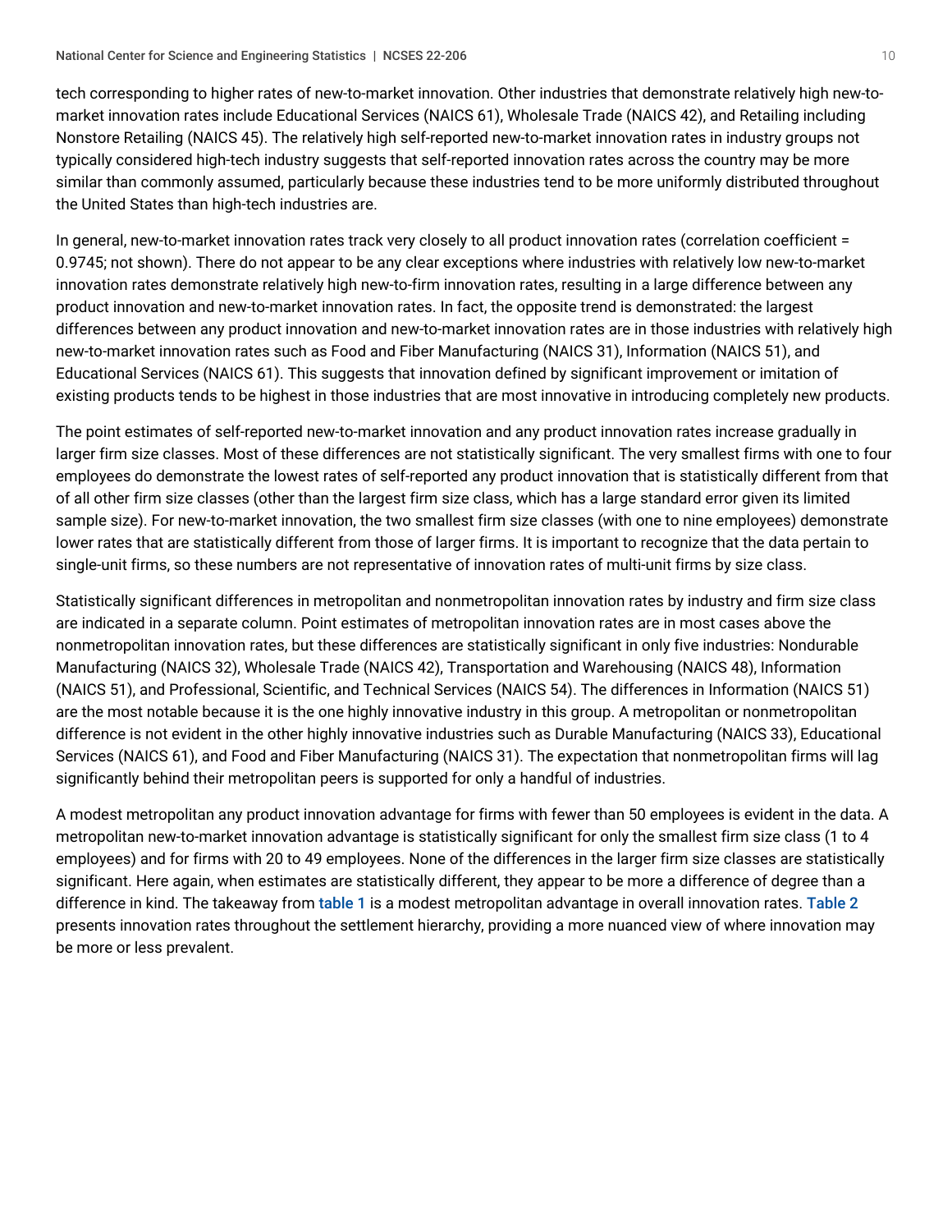tech corresponding to higher rates of new-to-market innovation. Other industries that demonstrate relatively high new-to-market innovation rates include Educational Services (NAICS 61), Wholesale Trade (NAICS 42), and Retailing including Nonstore Retailing (NAICS 45). The relatively high self-reported new-to-market innovation rates in industry groups not typically considered high-tech industry suggests that self-reported innovation rates across the country may be more similar than commonly assumed, particularly because these industries tend to be more uniformly distributed throughout the United States than high-tech industries are.

In general, new-to-market innovation rates track very closely to all product innovation rates (correlation coefficient = 0.9745; not shown). There do not appear to be any clear exceptions where industries with relatively low new-to-market innovation rates demonstrate relatively high new-to-firm innovation rates, resulting in a large difference between any product innovation and new-to-market innovation rates. In fact, the opposite trend is demonstrated: the largest differences between any product innovation and new-to-market innovation rates are in those industries with relatively high new-to-market innovation rates such as Food and Fiber Manufacturing (NAICS 31), Information (NAICS 51), and Educational Services (NAICS 61). This suggests that innovation defined by significant improvement or imitation of existing products tends to be highest in those industries that are most innovative in introducing completely new products.

The point estimates of self-reported new-to-market innovation and any product innovation rates increase gradually in larger firm size classes. Most of these differences are not statistically significant. The very smallest firms with one to four employees do demonstrate the lowest rates of self-reported any product innovation that is statistically different from that of all other firm size classes (other than the largest firm size class, which has a large standard error given its limited sample size). For new-to-market innovation, the two smallest firm size classes (with one to nine employees) demonstrate lower rates that are statistically different from those of larger firms. It is important to recognize that the data pertain to single-unit firms, so these numbers are not representative of innovation rates of multi-unit firms by size class.

Statistically significant differences in metropolitan and nonmetropolitan innovation rates by industry and firm size class are indicated in a separate column. Point estimates of metropolitan innovation rates are in most cases above the nonmetropolitan innovation rates, but these differences are statistically significant in only five industries: Nondurable Manufacturing (NAICS 32), Wholesale Trade (NAICS 42), Transportation and Warehousing (NAICS 48), Information (NAICS 51), and Professional, Scientific, and Technical Services (NAICS 54). The differences in Information (NAICS 51) are the most notable because it is the one highly innovative industry in this group. A metropolitan or nonmetropolitan difference is not evident in the other highly innovative industries such as Durable Manufacturing (NAICS 33), Educational Services (NAICS 61), and Food and Fiber Manufacturing (NAICS 31). The expectation that nonmetropolitan firms will lag significantly behind their metropolitan peers is supported for only a handful of industries.

A modest metropolitan any product innovation advantage for firms with fewer than 50 employees is evident in the data. A metropolitan new-to-market innovation advantage is statistically significant for only the smallest firm size class (1 to 4 employees) and for firms with 20 to 49 employees. None of the differences in the larger firm size classes are statistically significant. Here again, when estimates are statistically different, they appear to be more a difference of degree than a difference in kind. The takeaway from table 1 is a modest metropolitan advantage in overall innovation rates. Table 2 presents innovation rates throughout the settlement hierarchy, providing a more nuanced view of where innovation may be more or less prevalent.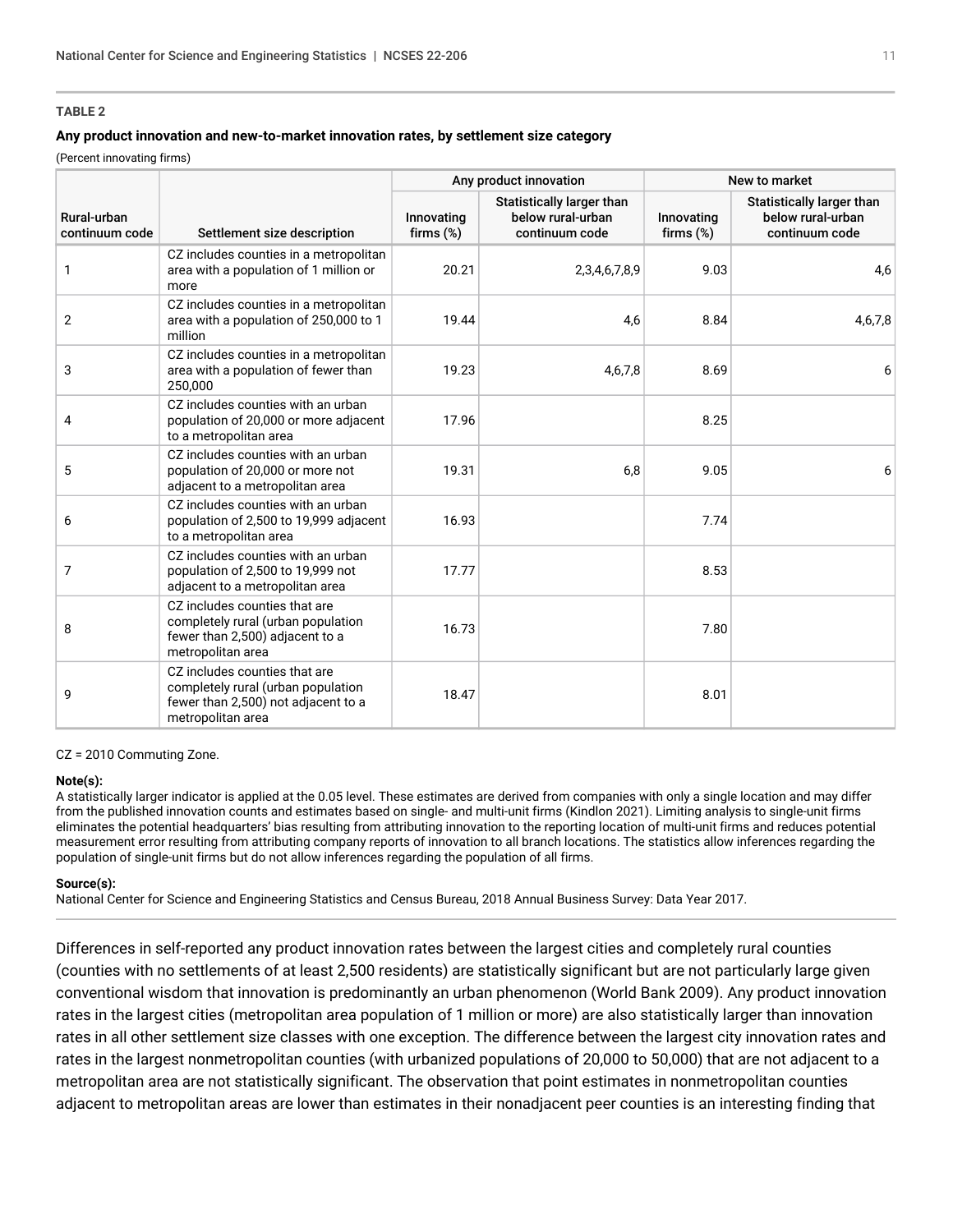**TABLE 2**

**Any product innovation and new-to-market innovation rates, by settlement size category**

(Percent innovating firms)

| Rural-urban continuum code | Settlement size description | Any product innovation | | New to market | |
|---|---|---|---|---|---|
| | | Innovating firms (%) | Statistically larger than below rural-urban continuum code | Innovating firms (%) | Statistically larger than below rural-urban continuum code |
| 1 | CZ includes counties in a metropolitan area with a population of 1 million or more | 20.21 | 2,3,4,6,7,8,9 | 9.03 | 4,6 |
| 2 | CZ includes counties in a metropolitan area with a population of 250,000 to 1 million | 19.44 | 4,6 | 8.84 | 4,6,7,8 |
| 3 | CZ includes counties in a metropolitan area with a population of fewer than 250,000 | 19.23 | 4,6,7,8 | 8.69 | 6 |
| 4 | CZ includes counties with an urban population of 20,000 or more adjacent to a metropolitan area | 17.96 | | 8.25 | |
| 5 | CZ includes counties with an urban population of 20,000 or more not adjacent to a metropolitan area | 19.31 | 6,8 | 9.05 | 6 |
| 6 | CZ includes counties with an urban population of 2,500 to 19,999 adjacent to a metropolitan area | 16.93 | | 7.74 | |
| 7 | CZ includes counties with an urban population of 2,500 to 19,999 not adjacent to a metropolitan area | 17.77 | | 8.53 | |
| 8 | CZ includes counties that are completely rural (urban population fewer than 2,500) adjacent to a metropolitan area | 16.73 | | 7.80 | |
| 9 | CZ includes counties that are completely rural (urban population fewer than 2,500) not adjacent to a metropolitan area | 18.47 | | 8.01 | |

CZ = 2010 Commuting Zone.

**Note(s):**
A statistically larger indicator is applied at the 0.05 level. These estimates are derived from companies with only a single location and may differ from the published innovation counts and estimates based on single- and multi-unit firms (Kindlon 2021). Limiting analysis to single-unit firms eliminates the potential headquarters' bias resulting from attributing innovation to the reporting location of multi-unit firms and reduces potential measurement error resulting from attributing company reports of innovation to all branch locations. The statistics allow inferences regarding the population of single-unit firms but do not allow inferences regarding the population of all firms.

**Source(s):**
National Center for Science and Engineering Statistics and Census Bureau, 2018 Annual Business Survey: Data Year 2017.

Differences in self-reported any product innovation rates between the largest cities and completely rural counties (counties with no settlements of at least 2,500 residents) are statistically significant but are not particularly large given conventional wisdom that innovation is predominantly an urban phenomenon (World Bank 2009). Any product innovation rates in the largest cities (metropolitan area population of 1 million or more) are also statistically larger than innovation rates in all other settlement size classes with one exception. The difference between the largest city innovation rates and rates in the largest nonmetropolitan counties (with urbanized populations of 20,000 to 50,000) that are not adjacent to a metropolitan area are not statistically significant. The observation that point estimates in nonmetropolitan counties adjacent to metropolitan areas are lower than estimates in their nonadjacent peer counties is an interesting finding that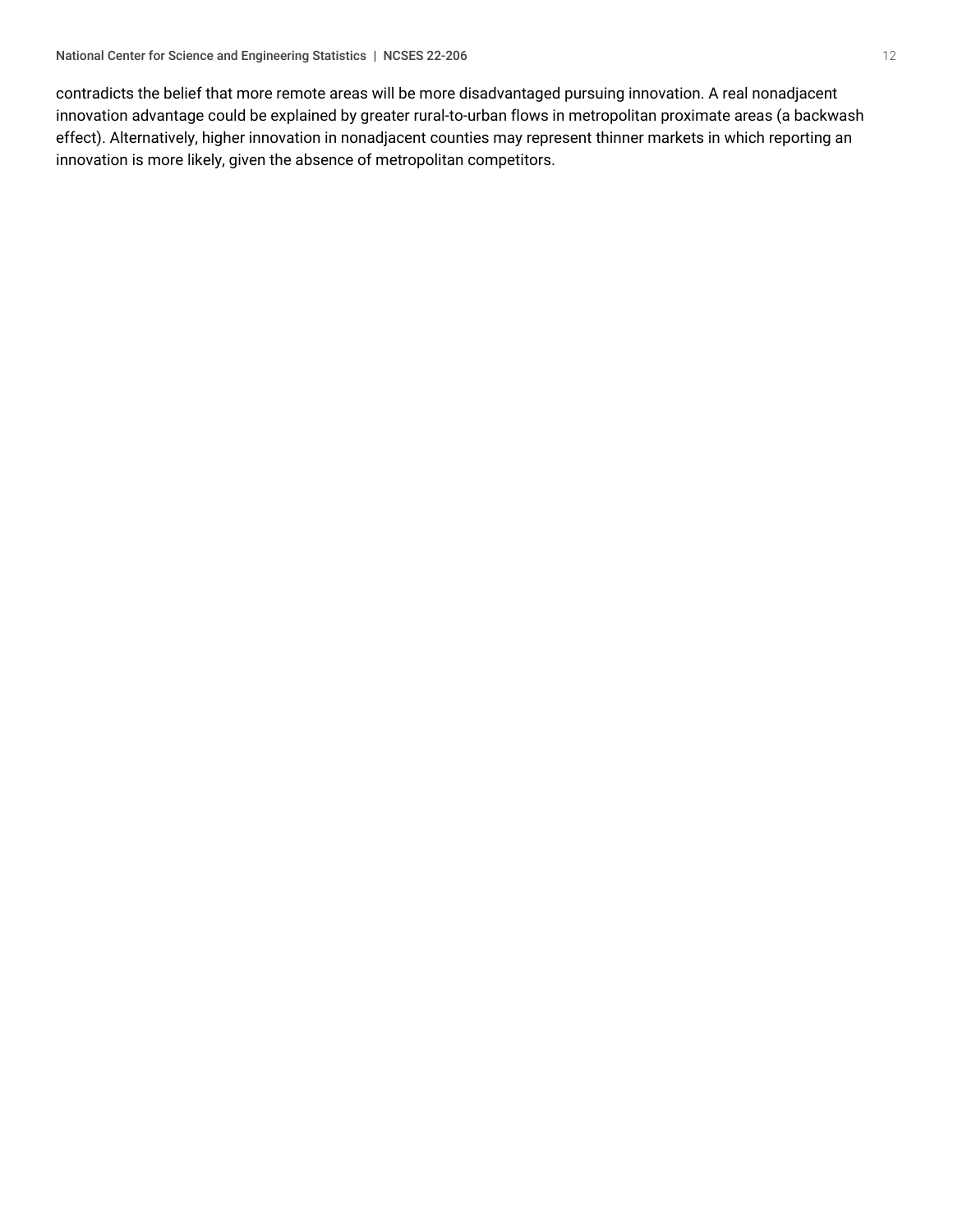contradicts the belief that more remote areas will be more disadvantaged pursuing innovation. A real nonadjacent innovation advantage could be explained by greater rural-to-urban flows in metropolitan proximate areas (a backwash effect). Alternatively, higher innovation in nonadjacent counties may represent thinner markets in which reporting an innovation is more likely, given the absence of metropolitan competitors.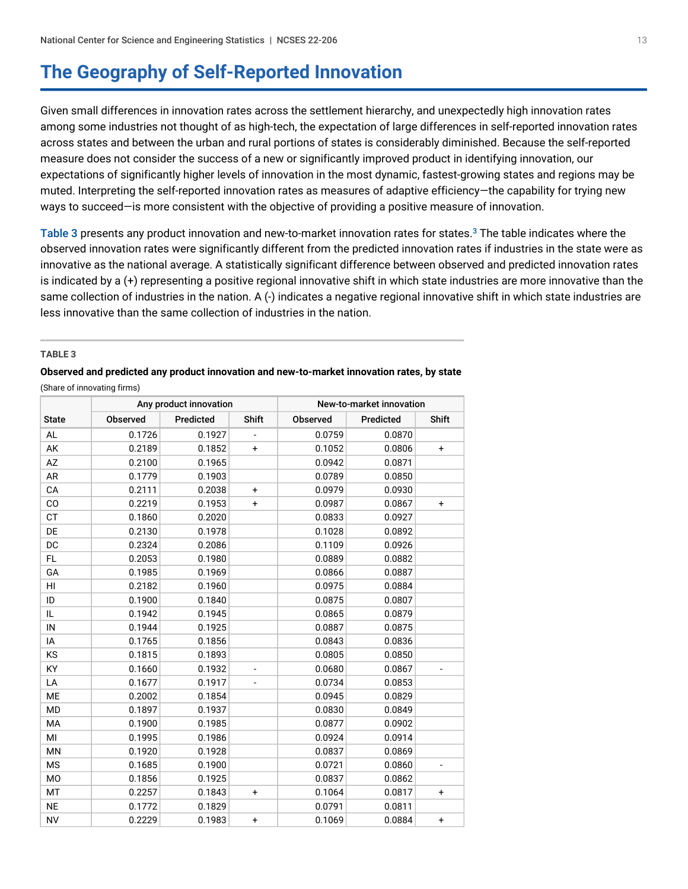# The Geography of Self-Reported Innovation

Given small differences in innovation rates across the settlement hierarchy, and unexpectedly high innovation rates among some industries not thought of as high-tech, the expectation of large differences in self-reported innovation rates across states and between the urban and rural portions of states is considerably diminished. Because the self-reported measure does not consider the success of a new or significantly improved product in identifying innovation, our expectations of significantly higher levels of innovation in the most dynamic, fastest-growing states and regions may be muted. Interpreting the self-reported innovation rates as measures of adaptive efficiency—the capability for trying new ways to succeed—is more consistent with the objective of providing a positive measure of innovation.

Table 3 presents any product innovation and new-to-market innovation rates for states.[3] The table indicates where the observed innovation rates were significantly different from the predicted innovation rates if industries in the state were as innovative as the national average. A statistically significant difference between observed and predicted innovation rates is indicated by a (+) representing a positive regional innovative shift in which state industries are more innovative than the same collection of industries in the nation. A (-) indicates a negative regional innovative shift in which state industries are less innovative than the same collection of industries in the nation.

**TABLE 3**

**Observed and predicted any product innovation and new-to-market innovation rates, by state**

(Share of innovating firms)

| | Any product innovation | | | New-to-market innovation | | |
|---|---|---|---|---|---|---|
| State | Observed | Predicted | Shift | Observed | Predicted | Shift |
| AL | 0.1726 | 0.1927 | - | 0.0759 | 0.0870 | |
| AK | 0.2189 | 0.1852 | + | 0.1052 | 0.0806 | + |
| AZ | 0.2100 | 0.1965 | | 0.0942 | 0.0871 | |
| AR | 0.1779 | 0.1903 | | 0.0789 | 0.0850 | |
| CA | 0.2111 | 0.2038 | + | 0.0979 | 0.0930 | |
| CO | 0.2219 | 0.1953 | + | 0.0987 | 0.0867 | + |
| CT | 0.1860 | 0.2020 | | 0.0833 | 0.0927 | |
| DE | 0.2130 | 0.1978 | | 0.1028 | 0.0892 | |
| DC | 0.2324 | 0.2086 | | 0.1109 | 0.0926 | |
| FL | 0.2053 | 0.1980 | | 0.0889 | 0.0882 | |
| GA | 0.1985 | 0.1969 | | 0.0866 | 0.0887 | |
| HI | 0.2182 | 0.1960 | | 0.0975 | 0.0884 | |
| ID | 0.1900 | 0.1840 | | 0.0875 | 0.0807 | |
| IL | 0.1942 | 0.1945 | | 0.0865 | 0.0879 | |
| IN | 0.1944 | 0.1925 | | 0.0887 | 0.0875 | |
| IA | 0.1765 | 0.1856 | | 0.0843 | 0.0836 | |
| KS | 0.1815 | 0.1893 | | 0.0805 | 0.0850 | |
| KY | 0.1660 | 0.1932 | - | 0.0680 | 0.0867 | - |
| LA | 0.1677 | 0.1917 | - | 0.0734 | 0.0853 | |
| ME | 0.2002 | 0.1854 | | 0.0945 | 0.0829 | |
| MD | 0.1897 | 0.1937 | | 0.0830 | 0.0849 | |
| MA | 0.1900 | 0.1985 | | 0.0877 | 0.0902 | |
| MI | 0.1995 | 0.1986 | | 0.0924 | 0.0914 | |
| MN | 0.1920 | 0.1928 | | 0.0837 | 0.0869 | |
| MS | 0.1685 | 0.1900 | | 0.0721 | 0.0860 | - |
| MO | 0.1856 | 0.1925 | | 0.0837 | 0.0862 | |
| MT | 0.2257 | 0.1843 | + | 0.1064 | 0.0817 | + |
| NE | 0.1772 | 0.1829 | | 0.0791 | 0.0811 | |
| NV | 0.2229 | 0.1983 | + | 0.1069 | 0.0884 | + |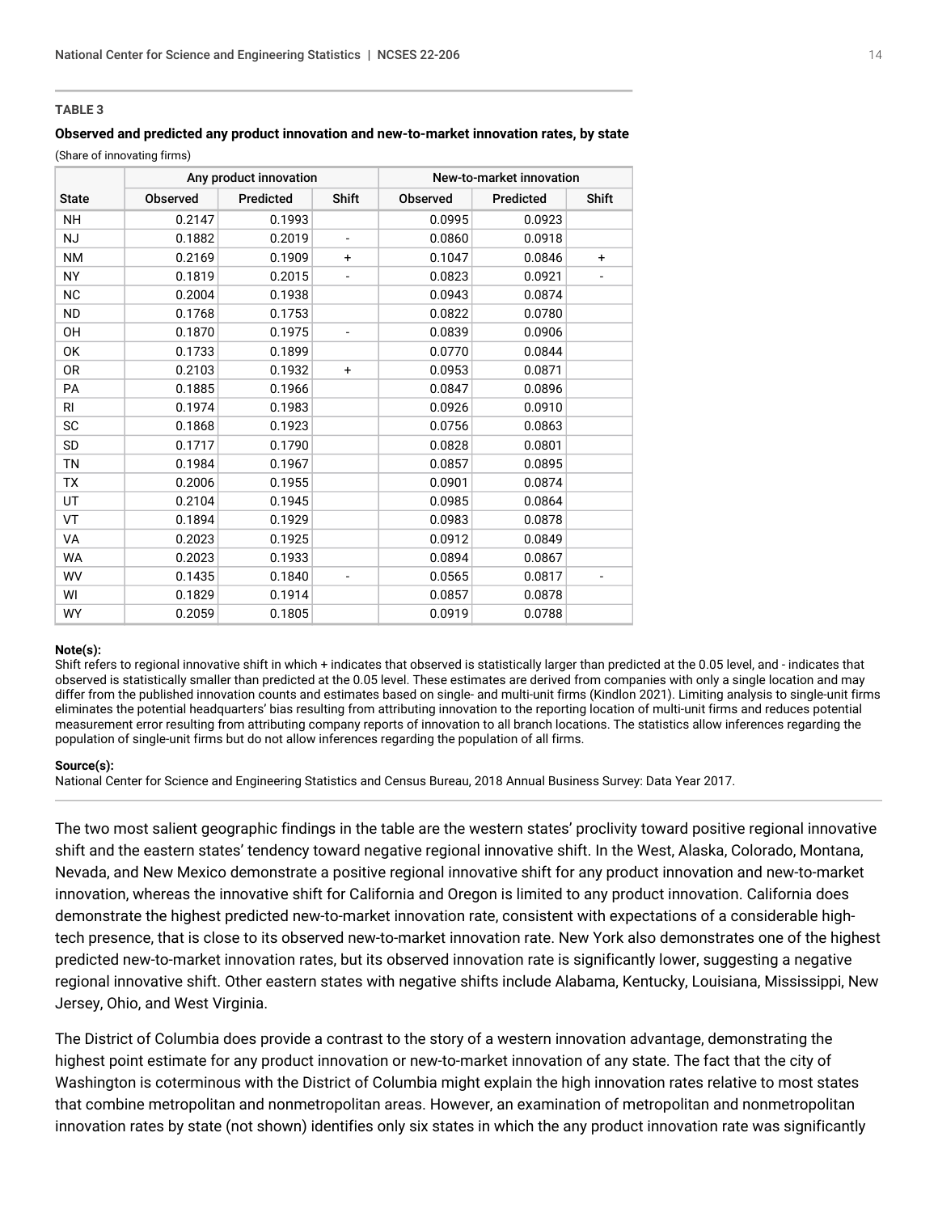**TABLE 3**

**Observed and predicted any product innovation and new-to-market innovation rates, by state**

(Share of innovating firms)

| | Any product innovation | | | New-to-market innovation | | |
|---|---|---|---|---|---|---|
| State | Observed | Predicted | Shift | Observed | Predicted | Shift |
| NH | 0.2147 | 0.1993 | | 0.0995 | 0.0923 | |
| NJ | 0.1882 | 0.2019 | - | 0.0860 | 0.0918 | |
| NM | 0.2169 | 0.1909 | + | 0.1047 | 0.0846 | + |
| NY | 0.1819 | 0.2015 | - | 0.0823 | 0.0921 | - |
| NC | 0.2004 | 0.1938 | | 0.0943 | 0.0874 | |
| ND | 0.1768 | 0.1753 | | 0.0822 | 0.0780 | |
| OH | 0.1870 | 0.1975 | - | 0.0839 | 0.0906 | |
| OK | 0.1733 | 0.1899 | | 0.0770 | 0.0844 | |
| OR | 0.2103 | 0.1932 | + | 0.0953 | 0.0871 | |
| PA | 0.1885 | 0.1966 | | 0.0847 | 0.0896 | |
| RI | 0.1974 | 0.1983 | | 0.0926 | 0.0910 | |
| SC | 0.1868 | 0.1923 | | 0.0756 | 0.0863 | |
| SD | 0.1717 | 0.1790 | | 0.0828 | 0.0801 | |
| TN | 0.1984 | 0.1967 | | 0.0857 | 0.0895 | |
| TX | 0.2006 | 0.1955 | | 0.0901 | 0.0874 | |
| UT | 0.2104 | 0.1945 | | 0.0985 | 0.0864 | |
| VT | 0.1894 | 0.1929 | | 0.0983 | 0.0878 | |
| VA | 0.2023 | 0.1925 | | 0.0912 | 0.0849 | |
| WA | 0.2023 | 0.1933 | | 0.0894 | 0.0867 | |
| WV | 0.1435 | 0.1840 | - | 0.0565 | 0.0817 | - |
| WI | 0.1829 | 0.1914 | | 0.0857 | 0.0878 | |
| WY | 0.2059 | 0.1805 | | 0.0919 | 0.0788 | |

**Note(s):**
Shift refers to regional innovative shift in which + indicates that observed is statistically larger than predicted at the 0.05 level, and - indicates that observed is statistically smaller than predicted at the 0.05 level. These estimates are derived from companies with only a single location and may differ from the published innovation counts and estimates based on single- and multi-unit firms (Kindlon 2021). Limiting analysis to single-unit firms eliminates the potential headquarters' bias resulting from attributing innovation to the reporting location of multi-unit firms and reduces potential measurement error resulting from attributing company reports of innovation to all branch locations. The statistics allow inferences regarding the population of single-unit firms but do not allow inferences regarding the population of all firms.

**Source(s):**
National Center for Science and Engineering Statistics and Census Bureau, 2018 Annual Business Survey: Data Year 2017.

The two most salient geographic findings in the table are the western states' proclivity toward positive regional innovative shift and the eastern states' tendency toward negative regional innovative shift. In the West, Alaska, Colorado, Montana, Nevada, and New Mexico demonstrate a positive regional innovative shift for any product innovation and new-to-market innovation, whereas the innovative shift for California and Oregon is limited to any product innovation. California does demonstrate the highest predicted new-to-market innovation rate, consistent with expectations of a considerable high-tech presence, that is close to its observed new-to-market innovation rate. New York also demonstrates one of the highest predicted new-to-market innovation rates, but its observed innovation rate is significantly lower, suggesting a negative regional innovative shift. Other eastern states with negative shifts include Alabama, Kentucky, Louisiana, Mississippi, New Jersey, Ohio, and West Virginia.

The District of Columbia does provide a contrast to the story of a western innovation advantage, demonstrating the highest point estimate for any product innovation or new-to-market innovation of any state. The fact that the city of Washington is coterminous with the District of Columbia might explain the high innovation rates relative to most states that combine metropolitan and nonmetropolitan areas. However, an examination of metropolitan and nonmetropolitan innovation rates by state (not shown) identifies only six states in which the any product innovation rate was significantly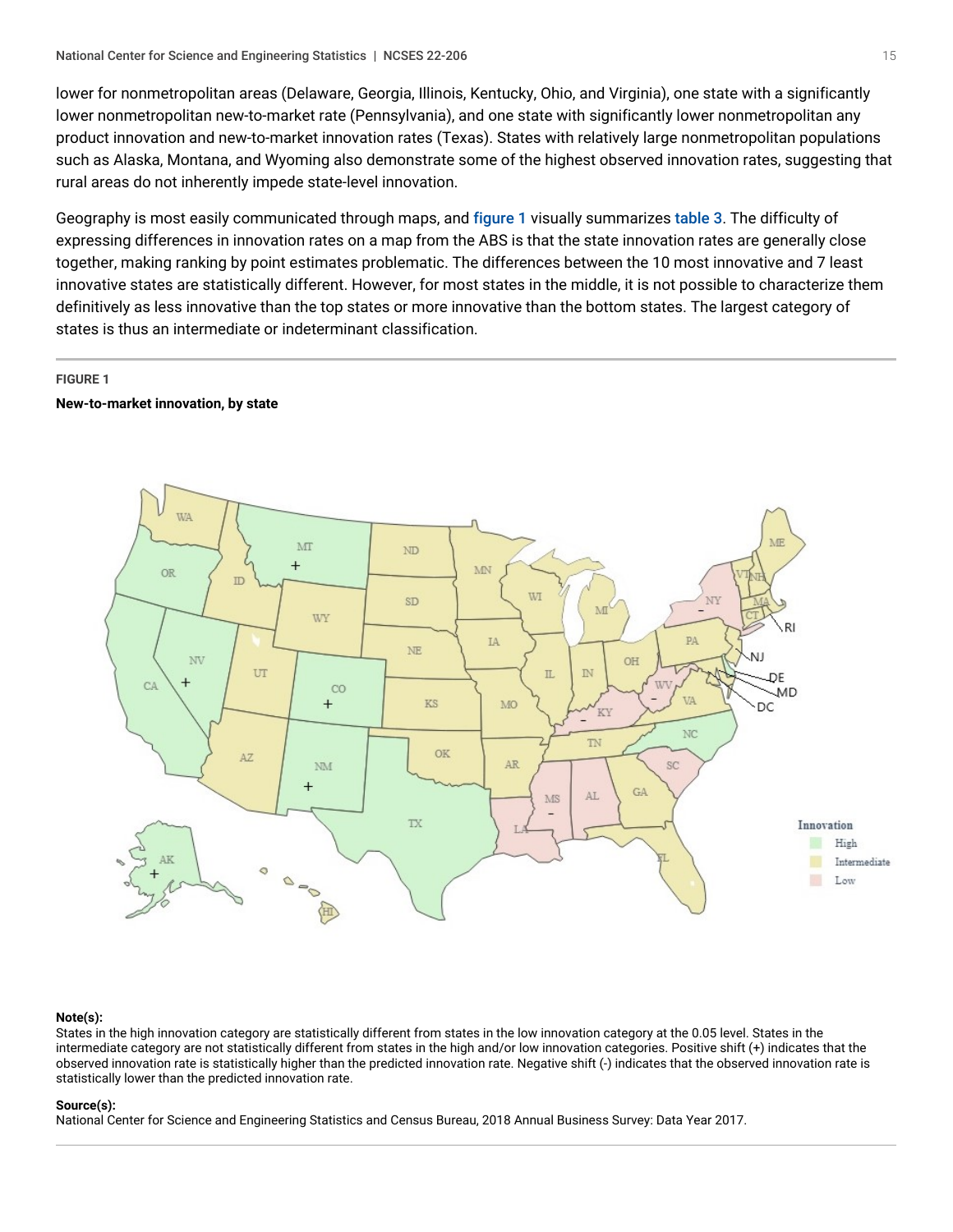lower for nonmetropolitan areas (Delaware, Georgia, Illinois, Kentucky, Ohio, and Virginia), one state with a significantly lower nonmetropolitan new-to-market rate (Pennsylvania), and one state with significantly lower nonmetropolitan any product innovation and new-to-market innovation rates (Texas). States with relatively large nonmetropolitan populations such as Alaska, Montana, and Wyoming also demonstrate some of the highest observed innovation rates, suggesting that rural areas do not inherently impede state-level innovation.

Geography is most easily communicated through maps, and figure 1 visually summarizes table 3. The difficulty of expressing differences in innovation rates on a map from the ABS is that the state innovation rates are generally close together, making ranking by point estimates problematic. The differences between the 10 most innovative and 7 least innovative states are statistically different. However, for most states in the middle, it is not possible to characterize them definitively as less innovative than the top states or more innovative than the bottom states. The largest category of states is thus an intermediate or indeterminant classification.

**FIGURE 1**

**New-to-market innovation, by state**

**Note(s):**
States in the high innovation category are statistically different from states in the low innovation category at the 0.05 level. States in the intermediate category are not statistically different from states in the high and/or low innovation categories. Positive shift (+) indicates that the observed innovation rate is statistically higher than the predicted innovation rate. Negative shift (-) indicates that the observed innovation rate is statistically lower than the predicted innovation rate.

**Source(s):**
National Center for Science and Engineering Statistics and Census Bureau, 2018 Annual Business Survey: Data Year 2017.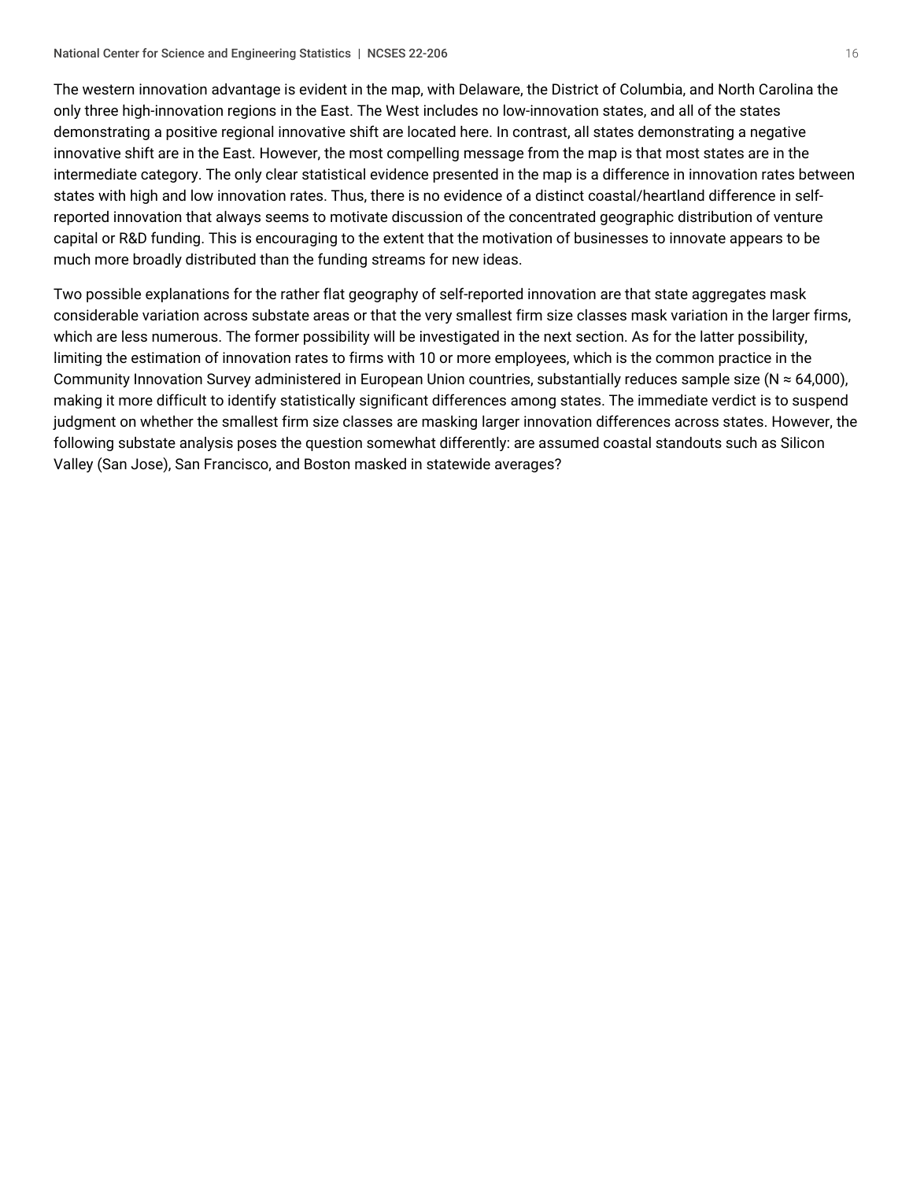The western innovation advantage is evident in the map, with Delaware, the District of Columbia, and North Carolina the only three high-innovation regions in the East. The West includes no low-innovation states, and all of the states demonstrating a positive regional innovative shift are located here. In contrast, all states demonstrating a negative innovative shift are in the East. However, the most compelling message from the map is that most states are in the intermediate category. The only clear statistical evidence presented in the map is a difference in innovation rates between states with high and low innovation rates. Thus, there is no evidence of a distinct coastal/heartland difference in self-reported innovation that always seems to motivate discussion of the concentrated geographic distribution of venture capital or R&D funding. This is encouraging to the extent that the motivation of businesses to innovate appears to be much more broadly distributed than the funding streams for new ideas.

Two possible explanations for the rather flat geography of self-reported innovation are that state aggregates mask considerable variation across substate areas or that the very smallest firm size classes mask variation in the larger firms, which are less numerous. The former possibility will be investigated in the next section. As for the latter possibility, limiting the estimation of innovation rates to firms with 10 or more employees, which is the common practice in the Community Innovation Survey administered in European Union countries, substantially reduces sample size (N ≈ 64,000), making it more difficult to identify statistically significant differences among states. The immediate verdict is to suspend judgment on whether the smallest firm size classes are masking larger innovation differences across states. However, the following substate analysis poses the question somewhat differently: are assumed coastal standouts such as Silicon Valley (San Jose), San Francisco, and Boston masked in statewide averages?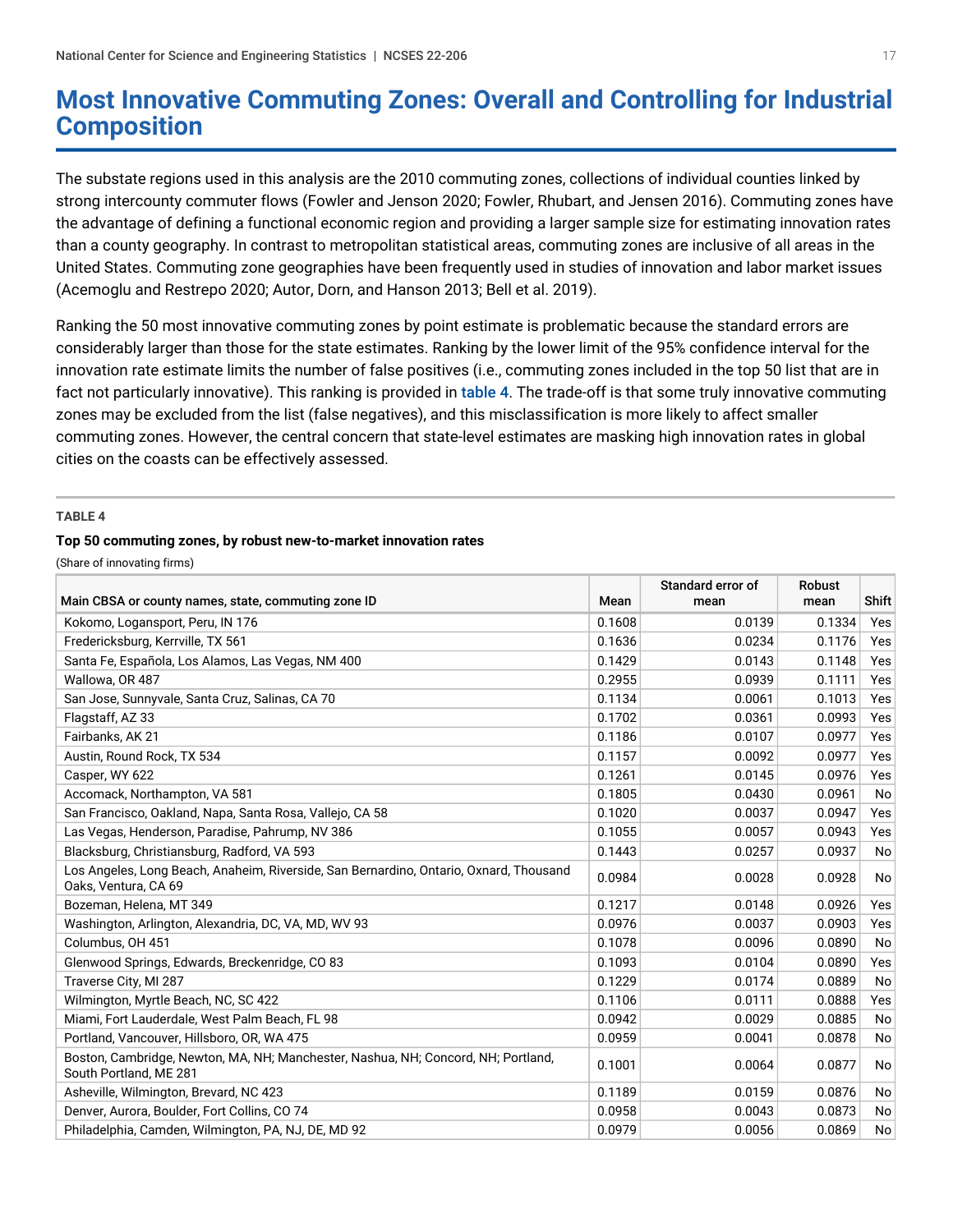# Most Innovative Commuting Zones: Overall and Controlling for Industrial Composition

The substate regions used in this analysis are the 2010 commuting zones, collections of individual counties linked by strong intercounty commuter flows (Fowler and Jenson 2020; Fowler, Rhubart, and Jensen 2016). Commuting zones have the advantage of defining a functional economic region and providing a larger sample size for estimating innovation rates than a county geography. In contrast to metropolitan statistical areas, commuting zones are inclusive of all areas in the United States. Commuting zone geographies have been frequently used in studies of innovation and labor market issues (Acemoglu and Restrepo 2020; Autor, Dorn, and Hanson 2013; Bell et al. 2019).

Ranking the 50 most innovative commuting zones by point estimate is problematic because the standard errors are considerably larger than those for the state estimates. Ranking by the lower limit of the 95% confidence interval for the innovation rate estimate limits the number of false positives (i.e., commuting zones included in the top 50 list that are in fact not particularly innovative). This ranking is provided in table 4. The trade-off is that some truly innovative commuting zones may be excluded from the list (false negatives), and this misclassification is more likely to affect smaller commuting zones. However, the central concern that state-level estimates are masking high innovation rates in global cities on the coasts can be effectively assessed.

**TABLE 4**

**Top 50 commuting zones, by robust new-to-market innovation rates**

(Share of innovating firms)

| Main CBSA or county names, state, commuting zone ID | Mean | Standard error of mean | Robust mean | Shift |
|---|---|---|---|---|
| Kokomo, Logansport, Peru, IN 176 | 0.1608 | 0.0139 | 0.1334 | Yes |
| Fredericksburg, Kerrville, TX 561 | 0.1636 | 0.0234 | 0.1176 | Yes |
| Santa Fe, Española, Los Alamos, Las Vegas, NM 400 | 0.1429 | 0.0143 | 0.1148 | Yes |
| Wallowa, OR 487 | 0.2955 | 0.0939 | 0.1111 | Yes |
| San Jose, Sunnyvale, Santa Cruz, Salinas, CA 70 | 0.1134 | 0.0061 | 0.1013 | Yes |
| Flagstaff, AZ 33 | 0.1702 | 0.0361 | 0.0993 | Yes |
| Fairbanks, AK 21 | 0.1186 | 0.0107 | 0.0977 | Yes |
| Austin, Round Rock, TX 534 | 0.1157 | 0.0092 | 0.0977 | Yes |
| Casper, WY 622 | 0.1261 | 0.0145 | 0.0976 | Yes |
| Accomack, Northampton, VA 581 | 0.1805 | 0.0430 | 0.0961 | No |
| San Francisco, Oakland, Napa, Santa Rosa, Vallejo, CA 58 | 0.1020 | 0.0037 | 0.0947 | Yes |
| Las Vegas, Henderson, Paradise, Pahrump, NV 386 | 0.1055 | 0.0057 | 0.0943 | Yes |
| Blacksburg, Christiansburg, Radford, VA 593 | 0.1443 | 0.0257 | 0.0937 | No |
| Los Angeles, Long Beach, Anaheim, Riverside, San Bernardino, Ontario, Oxnard, Thousand Oaks, Ventura, CA 69 | 0.0984 | 0.0028 | 0.0928 | No |
| Bozeman, Helena, MT 349 | 0.1217 | 0.0148 | 0.0926 | Yes |
| Washington, Arlington, Alexandria, DC, VA, MD, WV 93 | 0.0976 | 0.0037 | 0.0903 | Yes |
| Columbus, OH 451 | 0.1078 | 0.0096 | 0.0890 | No |
| Glenwood Springs, Edwards, Breckenridge, CO 83 | 0.1093 | 0.0104 | 0.0890 | Yes |
| Traverse City, MI 287 | 0.1229 | 0.0174 | 0.0889 | No |
| Wilmington, Myrtle Beach, NC, SC 422 | 0.1106 | 0.0111 | 0.0888 | Yes |
| Miami, Fort Lauderdale, West Palm Beach, FL 98 | 0.0942 | 0.0029 | 0.0885 | No |
| Portland, Vancouver, Hillsboro, OR, WA 475 | 0.0959 | 0.0041 | 0.0878 | No |
| Boston, Cambridge, Newton, MA, NH; Manchester, Nashua, NH; Concord, NH; Portland, South Portland, ME 281 | 0.1001 | 0.0064 | 0.0877 | No |
| Asheville, Wilmington, Brevard, NC 423 | 0.1189 | 0.0159 | 0.0876 | No |
| Denver, Aurora, Boulder, Fort Collins, CO 74 | 0.0958 | 0.0043 | 0.0873 | No |
| Philadelphia, Camden, Wilmington, PA, NJ, DE, MD 92 | 0.0979 | 0.0056 | 0.0869 | No |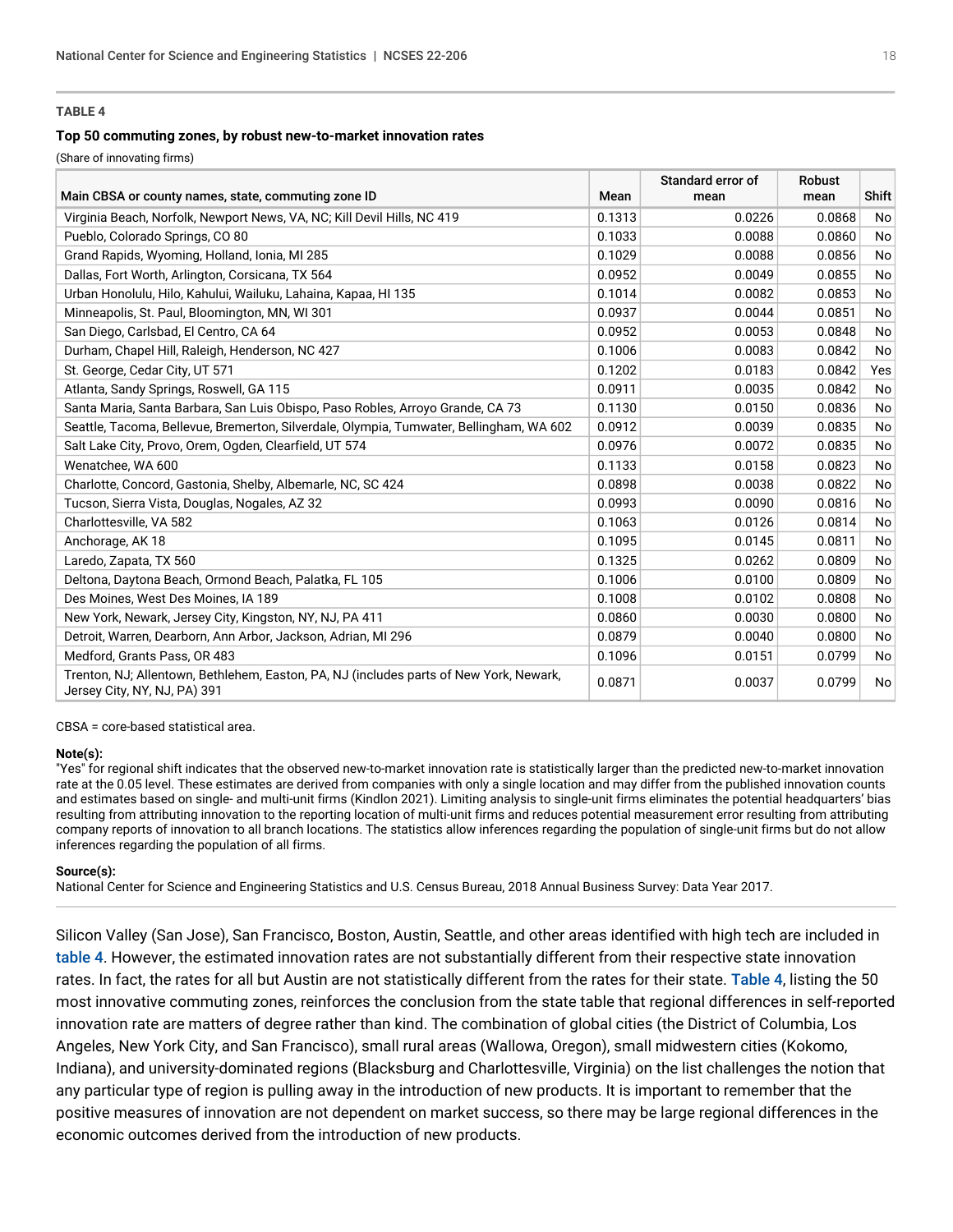**TABLE 4**

**Top 50 commuting zones, by robust new-to-market innovation rates**

(Share of innovating firms)

| Main CBSA or county names, state, commuting zone ID | Mean | Standard error of mean | Robust mean | Shift |
|---|---|---|---|---|
| Virginia Beach, Norfolk, Newport News, VA, NC; Kill Devil Hills, NC 419 | 0.1313 | 0.0226 | 0.0868 | No |
| Pueblo, Colorado Springs, CO 80 | 0.1033 | 0.0088 | 0.0860 | No |
| Grand Rapids, Wyoming, Holland, Ionia, MI 285 | 0.1029 | 0.0088 | 0.0856 | No |
| Dallas, Fort Worth, Arlington, Corsicana, TX 564 | 0.0952 | 0.0049 | 0.0855 | No |
| Urban Honolulu, Hilo, Kahului, Wailuku, Lahaina, Kapaa, HI 135 | 0.1014 | 0.0082 | 0.0853 | No |
| Minneapolis, St. Paul, Bloomington, MN, WI 301 | 0.0937 | 0.0044 | 0.0851 | No |
| San Diego, Carlsbad, El Centro, CA 64 | 0.0952 | 0.0053 | 0.0848 | No |
| Durham, Chapel Hill, Raleigh, Henderson, NC 427 | 0.1006 | 0.0083 | 0.0842 | No |
| St. George, Cedar City, UT 571 | 0.1202 | 0.0183 | 0.0842 | Yes |
| Atlanta, Sandy Springs, Roswell, GA 115 | 0.0911 | 0.0035 | 0.0842 | No |
| Santa Maria, Santa Barbara, San Luis Obispo, Paso Robles, Arroyo Grande, CA 73 | 0.1130 | 0.0150 | 0.0836 | No |
| Seattle, Tacoma, Bellevue, Bremerton, Silverdale, Olympia, Tumwater, Bellingham, WA 602 | 0.0912 | 0.0039 | 0.0835 | No |
| Salt Lake City, Provo, Orem, Ogden, Clearfield, UT 574 | 0.0976 | 0.0072 | 0.0835 | No |
| Wenatchee, WA 600 | 0.1133 | 0.0158 | 0.0823 | No |
| Charlotte, Concord, Gastonia, Shelby, Albemarle, NC, SC 424 | 0.0898 | 0.0038 | 0.0822 | No |
| Tucson, Sierra Vista, Douglas, Nogales, AZ 32 | 0.0993 | 0.0090 | 0.0816 | No |
| Charlottesville, VA 582 | 0.1063 | 0.0126 | 0.0814 | No |
| Anchorage, AK 18 | 0.1095 | 0.0145 | 0.0811 | No |
| Laredo, Zapata, TX 560 | 0.1325 | 0.0262 | 0.0809 | No |
| Deltona, Daytona Beach, Ormond Beach, Palatka, FL 105 | 0.1006 | 0.0100 | 0.0809 | No |
| Des Moines, West Des Moines, IA 189 | 0.1008 | 0.0102 | 0.0808 | No |
| New York, Newark, Jersey City, Kingston, NY, NJ, PA 411 | 0.0860 | 0.0030 | 0.0800 | No |
| Detroit, Warren, Dearborn, Ann Arbor, Jackson, Adrian, MI 296 | 0.0879 | 0.0040 | 0.0800 | No |
| Medford, Grants Pass, OR 483 | 0.1096 | 0.0151 | 0.0799 | No |
| Trenton, NJ; Allentown, Bethlehem, Easton, PA, NJ (includes parts of New York, Newark, Jersey City, NY, NJ, PA) 391 | 0.0871 | 0.0037 | 0.0799 | No |

CBSA = core-based statistical area.

**Note(s):**
"Yes" for regional shift indicates that the observed new-to-market innovation rate is statistically larger than the predicted new-to-market innovation rate at the 0.05 level. These estimates are derived from companies with only a single location and may differ from the published innovation counts and estimates based on single- and multi-unit firms (Kindlon 2021). Limiting analysis to single-unit firms eliminates the potential headquarters' bias resulting from attributing innovation to the reporting location of multi-unit firms and reduces potential measurement error resulting from attributing company reports of innovation to all branch locations. The statistics allow inferences regarding the population of single-unit firms but do not allow inferences regarding the population of all firms.

**Source(s):**
National Center for Science and Engineering Statistics and U.S. Census Bureau, 2018 Annual Business Survey: Data Year 2017.

Silicon Valley (San Jose), San Francisco, Boston, Austin, Seattle, and other areas identified with high tech are included in table 4. However, the estimated innovation rates are not substantially different from their respective state innovation rates. In fact, the rates for all but Austin are not statistically different from the rates for their state. Table 4, listing the 50 most innovative commuting zones, reinforces the conclusion from the state table that regional differences in self-reported innovation rate are matters of degree rather than kind. The combination of global cities (the District of Columbia, Los Angeles, New York City, and San Francisco), small rural areas (Wallowa, Oregon), small midwestern cities (Kokomo, Indiana), and university-dominated regions (Blacksburg and Charlottesville, Virginia) on the list challenges the notion that any particular type of region is pulling away in the introduction of new products. It is important to remember that the positive measures of innovation are not dependent on market success, so there may be large regional differences in the economic outcomes derived from the introduction of new products.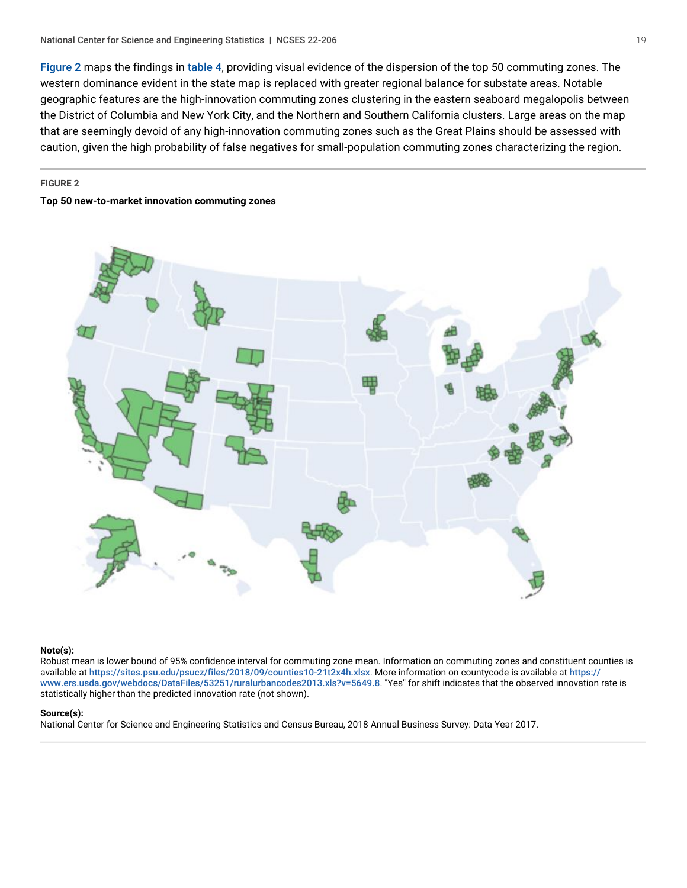Figure 2 maps the findings in table 4, providing visual evidence of the dispersion of the top 50 commuting zones. The western dominance evident in the state map is replaced with greater regional balance for substate areas. Notable geographic features are the high-innovation commuting zones clustering in the eastern seaboard megalopolis between the District of Columbia and New York City, and the Northern and Southern California clusters. Large areas on the map that are seemingly devoid of any high-innovation commuting zones such as the Great Plains should be assessed with caution, given the high probability of false negatives for small-population commuting zones characterizing the region.

**FIGURE 2**

**Top 50 new-to-market innovation commuting zones**

**Note(s):**
Robust mean is lower bound of 95% confidence interval for commuting zone mean. Information on commuting zones and constituent counties is available at https://sites.psu.edu/psucz/files/2018/09/counties10-21t2x4h.xlsx. More information on countycode is available at https://www.ers.usda.gov/webdocs/DataFiles/53251/ruralurbancodes2013.xls?v=5649.8. "Yes" for shift indicates that the observed innovation rate is statistically higher than the predicted innovation rate (not shown).

**Source(s):**
National Center for Science and Engineering Statistics and Census Bureau, 2018 Annual Business Survey: Data Year 2017.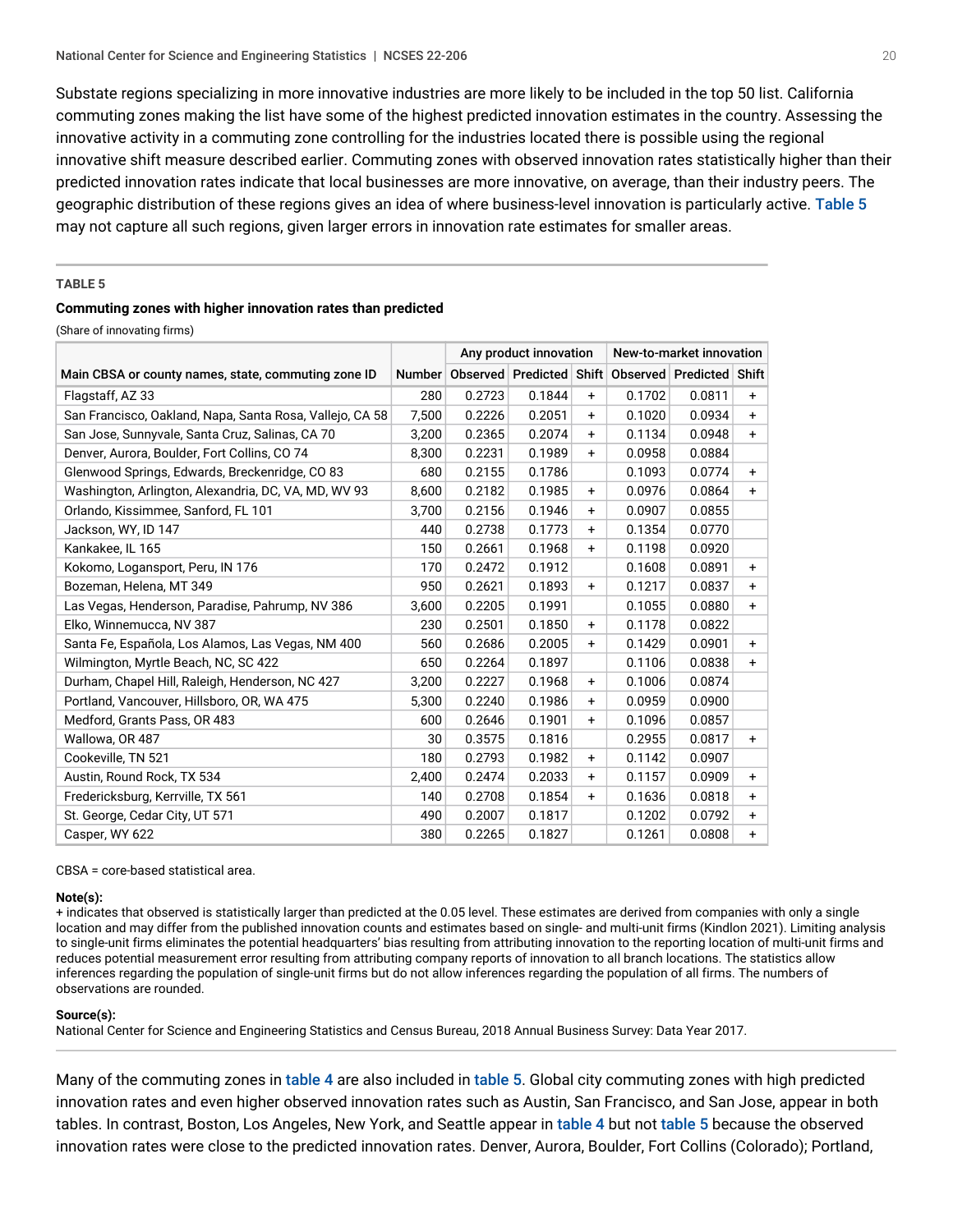Substate regions specializing in more innovative industries are more likely to be included in the top 50 list. California commuting zones making the list have some of the highest predicted innovation estimates in the country. Assessing the innovative activity in a commuting zone controlling for the industries located there is possible using the regional innovative shift measure described earlier. Commuting zones with observed innovation rates statistically higher than their predicted innovation rates indicate that local businesses are more innovative, on average, than their industry peers. The geographic distribution of these regions gives an idea of where business-level innovation is particularly active. Table 5 may not capture all such regions, given larger errors in innovation rate estimates for smaller areas.

**TABLE 5**

**Commuting zones with higher innovation rates than predicted**

(Share of innovating firms)

| Main CBSA or county names, state, commuting zone ID | Number | Any product innovation | | | New-to-market innovation | | |
|---|---|---|---|---|---|---|---|
| | | Observed | Predicted | Shift | Observed | Predicted | Shift |
| Flagstaff, AZ 33 | 280 | 0.2723 | 0.1844 | + | 0.1702 | 0.0811 | + |
| San Francisco, Oakland, Napa, Santa Rosa, Vallejo, CA 58 | 7,500 | 0.2226 | 0.2051 | + | 0.1020 | 0.0934 | + |
| San Jose, Sunnyvale, Santa Cruz, Salinas, CA 70 | 3,200 | 0.2365 | 0.2074 | + | 0.1134 | 0.0948 | + |
| Denver, Aurora, Boulder, Fort Collins, CO 74 | 8,300 | 0.2231 | 0.1989 | + | 0.0958 | 0.0884 | |
| Glenwood Springs, Edwards, Breckenridge, CO 83 | 680 | 0.2155 | 0.1786 | | 0.1093 | 0.0774 | + |
| Washington, Arlington, Alexandria, DC, VA, MD, WV 93 | 8,600 | 0.2182 | 0.1985 | + | 0.0976 | 0.0864 | + |
| Orlando, Kissimmee, Sanford, FL 101 | 3,700 | 0.2156 | 0.1946 | + | 0.0907 | 0.0855 | |
| Jackson, WY, ID 147 | 440 | 0.2738 | 0.1773 | + | 0.1354 | 0.0770 | |
| Kankakee, IL 165 | 150 | 0.2661 | 0.1968 | + | 0.1198 | 0.0920 | |
| Kokomo, Logansport, Peru, IN 176 | 170 | 0.2472 | 0.1912 | | 0.1608 | 0.0891 | + |
| Bozeman, Helena, MT 349 | 950 | 0.2621 | 0.1893 | + | 0.1217 | 0.0837 | + |
| Las Vegas, Henderson, Paradise, Pahrump, NV 386 | 3,600 | 0.2205 | 0.1991 | | 0.1055 | 0.0880 | + |
| Elko, Winnemucca, NV 387 | 230 | 0.2501 | 0.1850 | + | 0.1178 | 0.0822 | |
| Santa Fe, Española, Los Alamos, Las Vegas, NM 400 | 560 | 0.2686 | 0.2005 | + | 0.1429 | 0.0901 | + |
| Wilmington, Myrtle Beach, NC, SC 422 | 650 | 0.2264 | 0.1897 | | 0.1106 | 0.0838 | + |
| Durham, Chapel Hill, Raleigh, Henderson, NC 427 | 3,200 | 0.2227 | 0.1968 | + | 0.1006 | 0.0874 | |
| Portland, Vancouver, Hillsboro, OR, WA 475 | 5,300 | 0.2240 | 0.1986 | + | 0.0959 | 0.0900 | |
| Medford, Grants Pass, OR 483 | 600 | 0.2646 | 0.1901 | + | 0.1096 | 0.0857 | |
| Wallowa, OR 487 | 30 | 0.3575 | 0.1816 | | 0.2955 | 0.0817 | + |
| Cookeville, TN 521 | 180 | 0.2793 | 0.1982 | + | 0.1142 | 0.0907 | |
| Austin, Round Rock, TX 534 | 2,400 | 0.2474 | 0.2033 | + | 0.1157 | 0.0909 | + |
| Fredericksburg, Kerrville, TX 561 | 140 | 0.2708 | 0.1854 | + | 0.1636 | 0.0818 | + |
| St. George, Cedar City, UT 571 | 490 | 0.2007 | 0.1817 | | 0.1202 | 0.0792 | + |
| Casper, WY 622 | 380 | 0.2265 | 0.1827 | | 0.1261 | 0.0808 | + |

CBSA = core-based statistical area.

**Note(s):**
+ indicates that observed is statistically larger than predicted at the 0.05 level. These estimates are derived from companies with only a single location and may differ from the published innovation counts and estimates based on single- and multi-unit firms (Kindlon 2021). Limiting analysis to single-unit firms eliminates the potential headquarters' bias resulting from attributing innovation to the reporting location of multi-unit firms and reduces potential measurement error resulting from attributing company reports of innovation to all branch locations. The statistics allow inferences regarding the population of single-unit firms but do not allow inferences regarding the population of all firms. The numbers of observations are rounded.

**Source(s):**
National Center for Science and Engineering Statistics and Census Bureau, 2018 Annual Business Survey: Data Year 2017.

Many of the commuting zones in table 4 are also included in table 5. Global city commuting zones with high predicted innovation rates and even higher observed innovation rates such as Austin, San Francisco, and San Jose, appear in both tables. In contrast, Boston, Los Angeles, New York, and Seattle appear in table 4 but not table 5 because the observed innovation rates were close to the predicted innovation rates. Denver, Aurora, Boulder, Fort Collins (Colorado); Portland,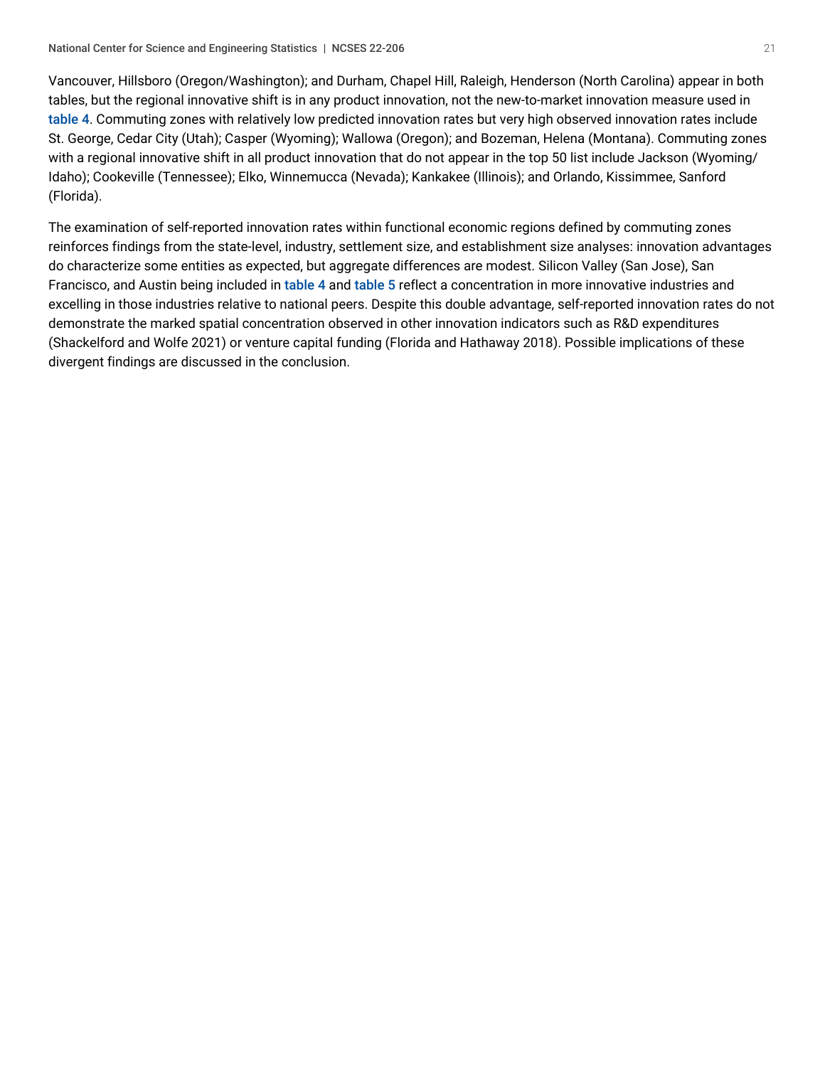Vancouver, Hillsboro (Oregon/Washington); and Durham, Chapel Hill, Raleigh, Henderson (North Carolina) appear in both tables, but the regional innovative shift is in any product innovation, not the new-to-market innovation measure used in table 4. Commuting zones with relatively low predicted innovation rates but very high observed innovation rates include St. George, Cedar City (Utah); Casper (Wyoming); Wallowa (Oregon); and Bozeman, Helena (Montana). Commuting zones with a regional innovative shift in all product innovation that do not appear in the top 50 list include Jackson (Wyoming/Idaho); Cookeville (Tennessee); Elko, Winnemucca (Nevada); Kankakee (Illinois); and Orlando, Kissimmee, Sanford (Florida).

The examination of self-reported innovation rates within functional economic regions defined by commuting zones reinforces findings from the state-level, industry, settlement size, and establishment size analyses: innovation advantages do characterize some entities as expected, but aggregate differences are modest. Silicon Valley (San Jose), San Francisco, and Austin being included in table 4 and table 5 reflect a concentration in more innovative industries and excelling in those industries relative to national peers. Despite this double advantage, self-reported innovation rates do not demonstrate the marked spatial concentration observed in other innovation indicators such as R&D expenditures (Shackelford and Wolfe 2021) or venture capital funding (Florida and Hathaway 2018). Possible implications of these divergent findings are discussed in the conclusion.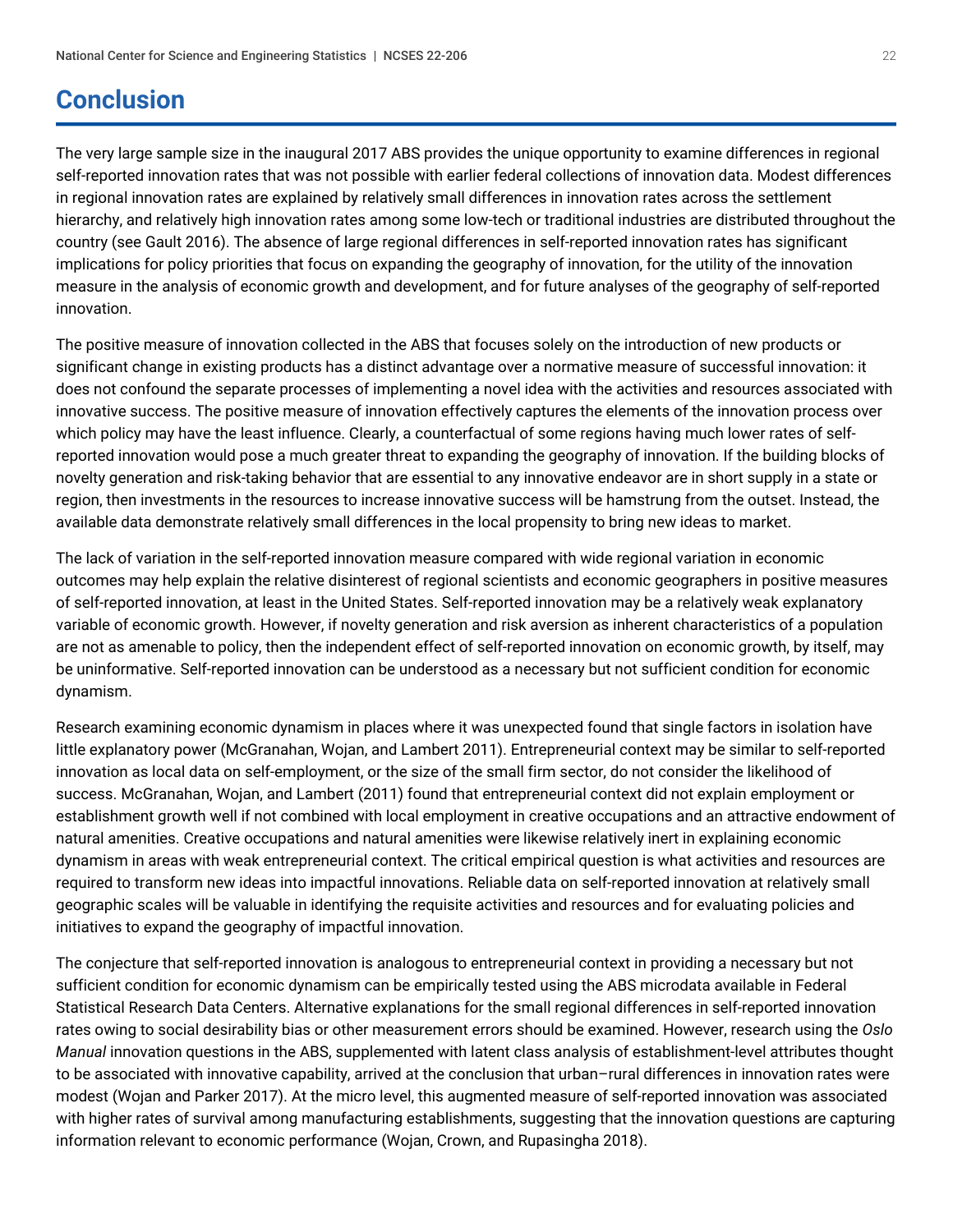# Conclusion

The very large sample size in the inaugural 2017 ABS provides the unique opportunity to examine differences in regional self-reported innovation rates that was not possible with earlier federal collections of innovation data. Modest differences in regional innovation rates are explained by relatively small differences in innovation rates across the settlement hierarchy, and relatively high innovation rates among some low-tech or traditional industries are distributed throughout the country (see Gault 2016). The absence of large regional differences in self-reported innovation rates has significant implications for policy priorities that focus on expanding the geography of innovation, for the utility of the innovation measure in the analysis of economic growth and development, and for future analyses of the geography of self-reported innovation.

The positive measure of innovation collected in the ABS that focuses solely on the introduction of new products or significant change in existing products has a distinct advantage over a normative measure of successful innovation: it does not confound the separate processes of implementing a novel idea with the activities and resources associated with innovative success. The positive measure of innovation effectively captures the elements of the innovation process over which policy may have the least influence. Clearly, a counterfactual of some regions having much lower rates of self-reported innovation would pose a much greater threat to expanding the geography of innovation. If the building blocks of novelty generation and risk-taking behavior that are essential to any innovative endeavor are in short supply in a state or region, then investments in the resources to increase innovative success will be hamstrung from the outset. Instead, the available data demonstrate relatively small differences in the local propensity to bring new ideas to market.

The lack of variation in the self-reported innovation measure compared with wide regional variation in economic outcomes may help explain the relative disinterest of regional scientists and economic geographers in positive measures of self-reported innovation, at least in the United States. Self-reported innovation may be a relatively weak explanatory variable of economic growth. However, if novelty generation and risk aversion as inherent characteristics of a population are not as amenable to policy, then the independent effect of self-reported innovation on economic growth, by itself, may be uninformative. Self-reported innovation can be understood as a necessary but not sufficient condition for economic dynamism.

Research examining economic dynamism in places where it was unexpected found that single factors in isolation have little explanatory power (McGranahan, Wojan, and Lambert 2011). Entrepreneurial context may be similar to self-reported innovation as local data on self-employment, or the size of the small firm sector, do not consider the likelihood of success. McGranahan, Wojan, and Lambert (2011) found that entrepreneurial context did not explain employment or establishment growth well if not combined with local employment in creative occupations and an attractive endowment of natural amenities. Creative occupations and natural amenities were likewise relatively inert in explaining economic dynamism in areas with weak entrepreneurial context. The critical empirical question is what activities and resources are required to transform new ideas into impactful innovations. Reliable data on self-reported innovation at relatively small geographic scales will be valuable in identifying the requisite activities and resources and for evaluating policies and initiatives to expand the geography of impactful innovation.

The conjecture that self-reported innovation is analogous to entrepreneurial context in providing a necessary but not sufficient condition for economic dynamism can be empirically tested using the ABS microdata available in Federal Statistical Research Data Centers. Alternative explanations for the small regional differences in self-reported innovation rates owing to social desirability bias or other measurement errors should be examined. However, research using the *Oslo Manual* innovation questions in the ABS, supplemented with latent class analysis of establishment-level attributes thought to be associated with innovative capability, arrived at the conclusion that urban–rural differences in innovation rates were modest (Wojan and Parker 2017). At the micro level, this augmented measure of self-reported innovation was associated with higher rates of survival among manufacturing establishments, suggesting that the innovation questions are capturing information relevant to economic performance (Wojan, Crown, and Rupasingha 2018).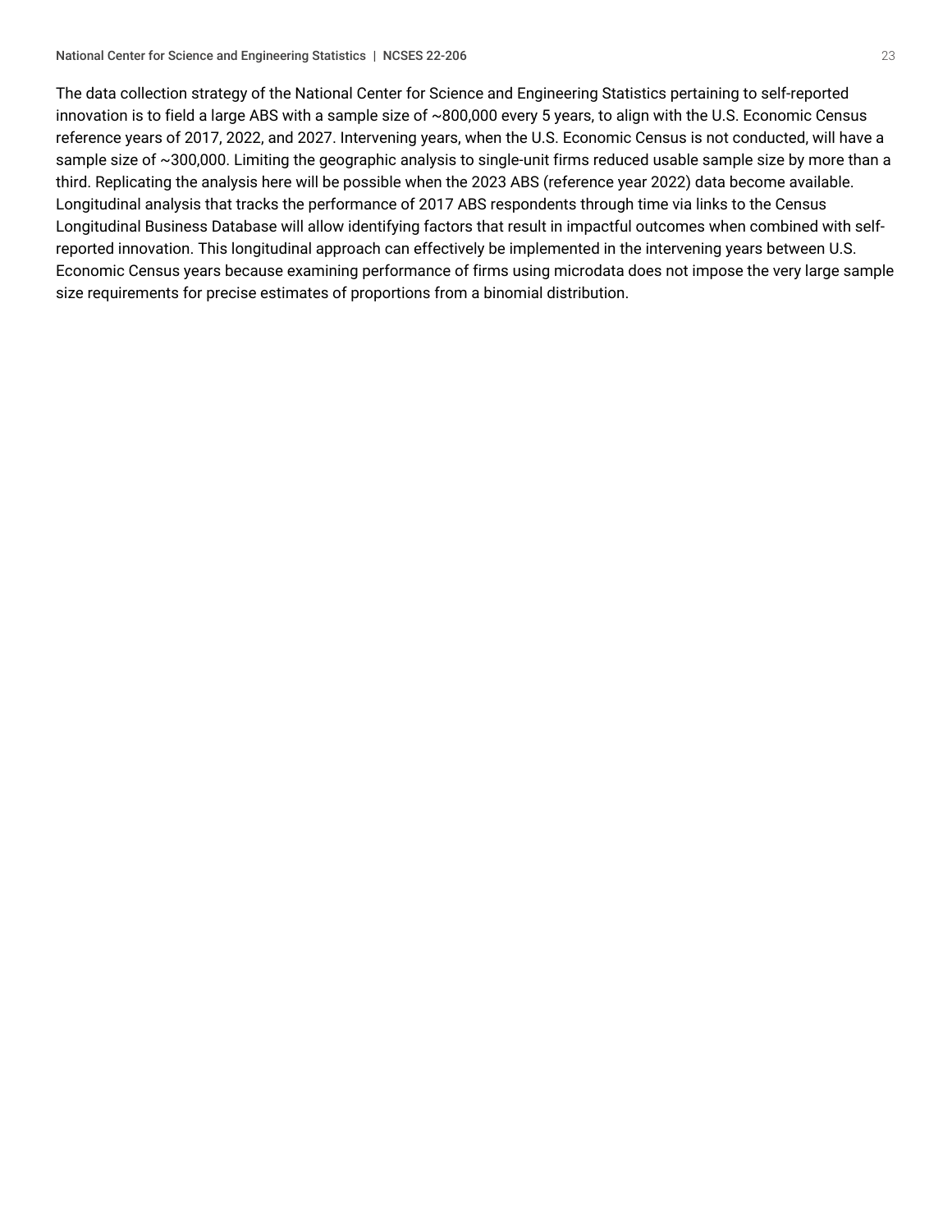The data collection strategy of the National Center for Science and Engineering Statistics pertaining to self-reported innovation is to field a large ABS with a sample size of ~800,000 every 5 years, to align with the U.S. Economic Census reference years of 2017, 2022, and 2027. Intervening years, when the U.S. Economic Census is not conducted, will have a sample size of ~300,000. Limiting the geographic analysis to single-unit firms reduced usable sample size by more than a third. Replicating the analysis here will be possible when the 2023 ABS (reference year 2022) data become available. Longitudinal analysis that tracks the performance of 2017 ABS respondents through time via links to the Census Longitudinal Business Database will allow identifying factors that result in impactful outcomes when combined with self-reported innovation. This longitudinal approach can effectively be implemented in the intervening years between U.S. Economic Census years because examining performance of firms using microdata does not impose the very large sample size requirements for precise estimates of proportions from a binomial distribution.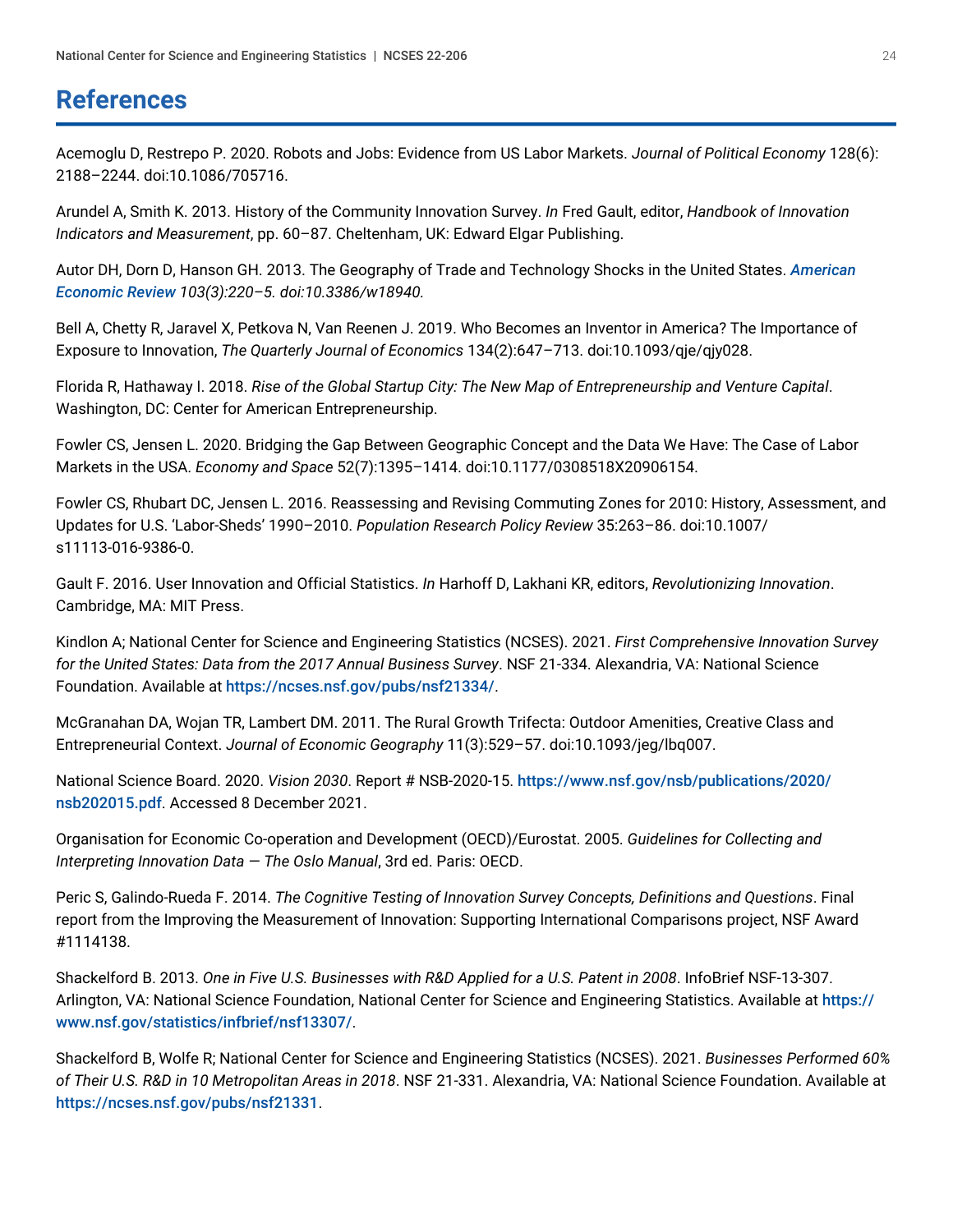# References

Acemoglu D, Restrepo P. 2020. Robots and Jobs: Evidence from US Labor Markets. *Journal of Political Economy* 128(6): 2188–2244. doi:10.1086/705716.

Arundel A, Smith K. 2013. History of the Community Innovation Survey. *In* Fred Gault, editor, *Handbook of Innovation Indicators and Measurement*, pp. 60–87. Cheltenham, UK: Edward Elgar Publishing.

Autor DH, Dorn D, Hanson GH. 2013. The Geography of Trade and Technology Shocks in the United States. *American Economic Review 103(3):220–5. doi:10.3386/w18940.*

Bell A, Chetty R, Jaravel X, Petkova N, Van Reenen J. 2019. Who Becomes an Inventor in America? The Importance of Exposure to Innovation, *The Quarterly Journal of Economics* 134(2):647–713. doi:10.1093/qje/qjy028.

Florida R, Hathaway I. 2018. *Rise of the Global Startup City: The New Map of Entrepreneurship and Venture Capital*. Washington, DC: Center for American Entrepreneurship.

Fowler CS, Jensen L. 2020. Bridging the Gap Between Geographic Concept and the Data We Have: The Case of Labor Markets in the USA. *Economy and Space* 52(7):1395–1414. doi:10.1177/0308518X20906154.

Fowler CS, Rhubart DC, Jensen L. 2016. Reassessing and Revising Commuting Zones for 2010: History, Assessment, and Updates for U.S. 'Labor-Sheds' 1990–2010. *Population Research Policy Review* 35:263–86. doi:10.1007/s11113-016-9386-0.

Gault F. 2016. User Innovation and Official Statistics. *In* Harhoff D, Lakhani KR, editors, *Revolutionizing Innovation*. Cambridge, MA: MIT Press.

Kindlon A; National Center for Science and Engineering Statistics (NCSES). 2021. *First Comprehensive Innovation Survey for the United States: Data from the 2017 Annual Business Survey*. NSF 21-334. Alexandria, VA: National Science Foundation. Available at https://ncses.nsf.gov/pubs/nsf21334/.

McGranahan DA, Wojan TR, Lambert DM. 2011. The Rural Growth Trifecta: Outdoor Amenities, Creative Class and Entrepreneurial Context. *Journal of Economic Geography* 11(3):529–57. doi:10.1093/jeg/lbq007.

National Science Board. 2020. *Vision 2030*. Report # NSB-2020-15. https://www.nsf.gov/nsb/publications/2020/nsb202015.pdf. Accessed 8 December 2021.

Organisation for Economic Co-operation and Development (OECD)/Eurostat. 2005. *Guidelines for Collecting and Interpreting Innovation Data — The Oslo Manual*, 3rd ed. Paris: OECD.

Peric S, Galindo-Rueda F. 2014. *The Cognitive Testing of Innovation Survey Concepts, Definitions and Questions*. Final report from the Improving the Measurement of Innovation: Supporting International Comparisons project, NSF Award #1114138.

Shackelford B. 2013. *One in Five U.S. Businesses with R&D Applied for a U.S. Patent in 2008*. InfoBrief NSF-13-307. Arlington, VA: National Science Foundation, National Center for Science and Engineering Statistics. Available at https://www.nsf.gov/statistics/infbrief/nsf13307/.

Shackelford B, Wolfe R; National Center for Science and Engineering Statistics (NCSES). 2021. *Businesses Performed 60% of Their U.S. R&D in 10 Metropolitan Areas in 2018*. NSF 21-331. Alexandria, VA: National Science Foundation. Available at https://ncses.nsf.gov/pubs/nsf21331.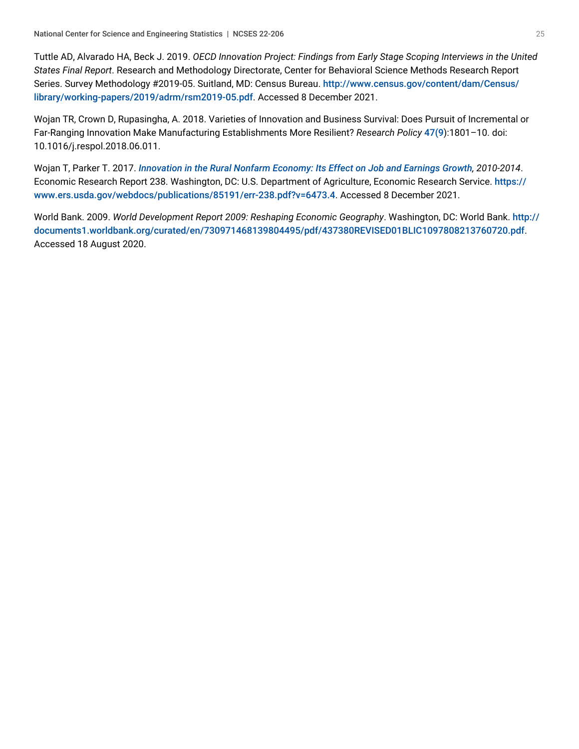Tuttle AD, Alvarado HA, Beck J. 2019. *OECD Innovation Project: Findings from Early Stage Scoping Interviews in the United States Final Report*. Research and Methodology Directorate, Center for Behavioral Science Methods Research Report Series. Survey Methodology #2019-05. Suitland, MD: Census Bureau. http://www.census.gov/content/dam/Census/library/working-papers/2019/adrm/rsm2019-05.pdf. Accessed 8 December 2021.

Wojan TR, Crown D, Rupasingha, A. 2018. Varieties of Innovation and Business Survival: Does Pursuit of Incremental or Far-Ranging Innovation Make Manufacturing Establishments More Resilient? *Research Policy* 47(9):1801–10. doi: 10.1016/j.respol.2018.06.011.

Wojan T, Parker T. 2017. *Innovation in the Rural Nonfarm Economy: Its Effect on Job and Earnings Growth, 2010-2014*. Economic Research Report 238. Washington, DC: U.S. Department of Agriculture, Economic Research Service. https://www.ers.usda.gov/webdocs/publications/85191/err-238.pdf?v=6473.4. Accessed 8 December 2021.

World Bank. 2009. *World Development Report 2009: Reshaping Economic Geography*. Washington, DC: World Bank. http://documents1.worldbank.org/curated/en/730971468139804495/pdf/437380REVISED01BLIC1097808213760720.pdf. Accessed 18 August 2020.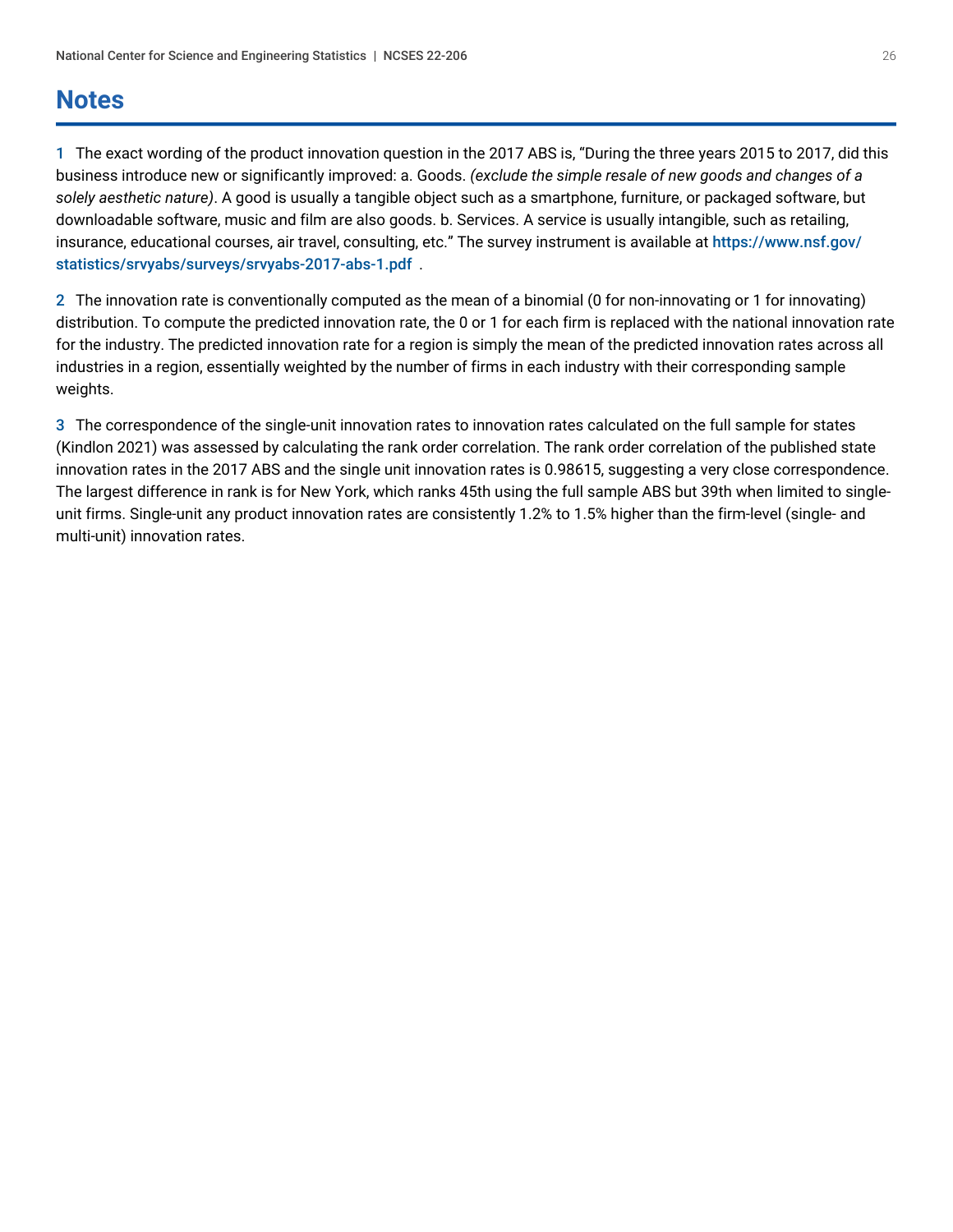# Notes

1 The exact wording of the product innovation question in the 2017 ABS is, "During the three years 2015 to 2017, did this business introduce new or significantly improved: a. Goods. *(exclude the simple resale of new goods and changes of a solely aesthetic nature)*. A good is usually a tangible object such as a smartphone, furniture, or packaged software, but downloadable software, music and film are also goods. b. Services. A service is usually intangible, such as retailing, insurance, educational courses, air travel, consulting, etc." The survey instrument is available at https://www.nsf.gov/statistics/srvyabs/surveys/srvyabs-2017-abs-1.pdf .

2 The innovation rate is conventionally computed as the mean of a binomial (0 for non-innovating or 1 for innovating) distribution. To compute the predicted innovation rate, the 0 or 1 for each firm is replaced with the national innovation rate for the industry. The predicted innovation rate for a region is simply the mean of the predicted innovation rates across all industries in a region, essentially weighted by the number of firms in each industry with their corresponding sample weights.

3 The correspondence of the single-unit innovation rates to innovation rates calculated on the full sample for states (Kindlon 2021) was assessed by calculating the rank order correlation. The rank order correlation of the published state innovation rates in the 2017 ABS and the single unit innovation rates is 0.98615, suggesting a very close correspondence. The largest difference in rank is for New York, which ranks 45th using the full sample ABS but 39th when limited to single-unit firms. Single-unit any product innovation rates are consistently 1.2% to 1.5% higher than the firm-level (single- and multi-unit) innovation rates.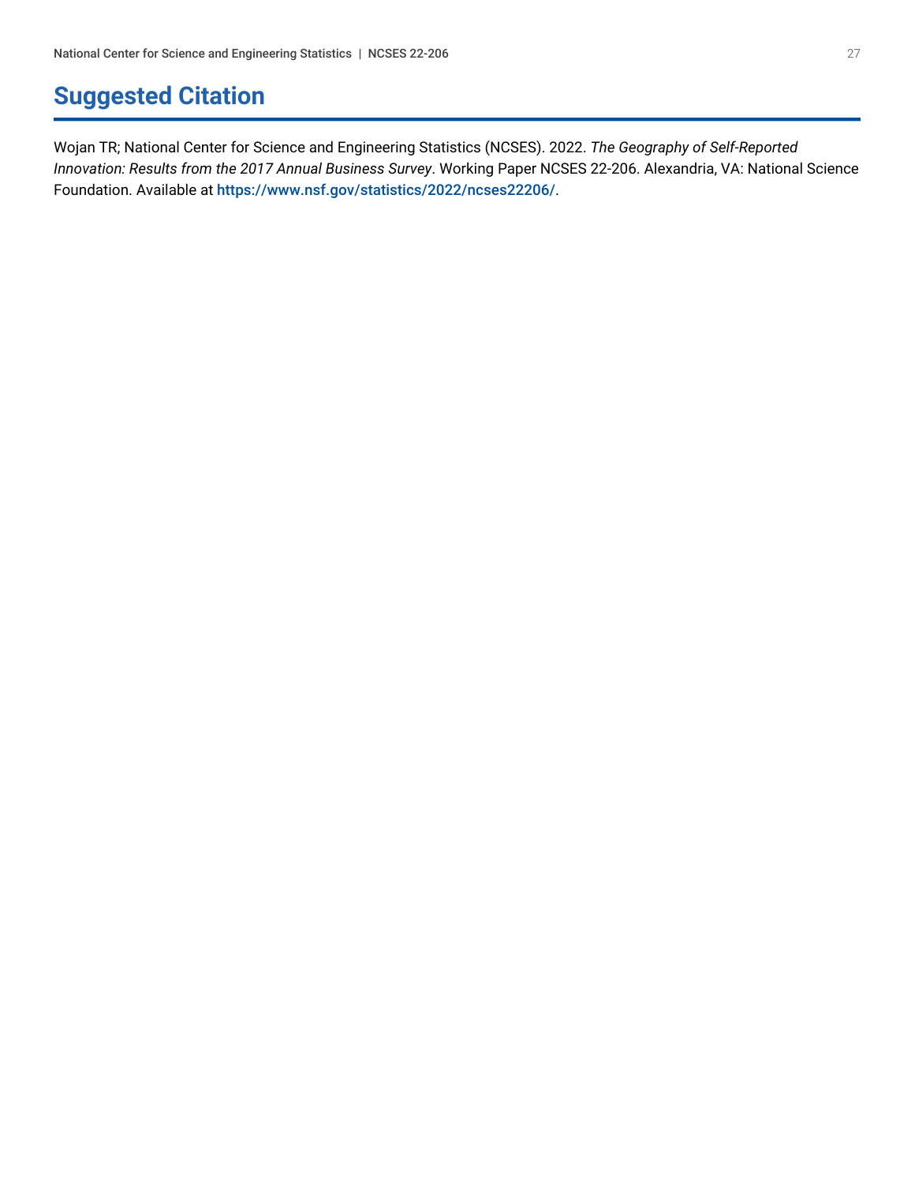## Suggested Citation

Wojan TR; National Center for Science and Engineering Statistics (NCSES). 2022. *The Geography of Self-Reported Innovation: Results from the 2017 Annual Business Survey*. Working Paper NCSES 22-206. Alexandria, VA: National Science Foundation. Available at **https://www.nsf.gov/statistics/2022/ncses22206/**.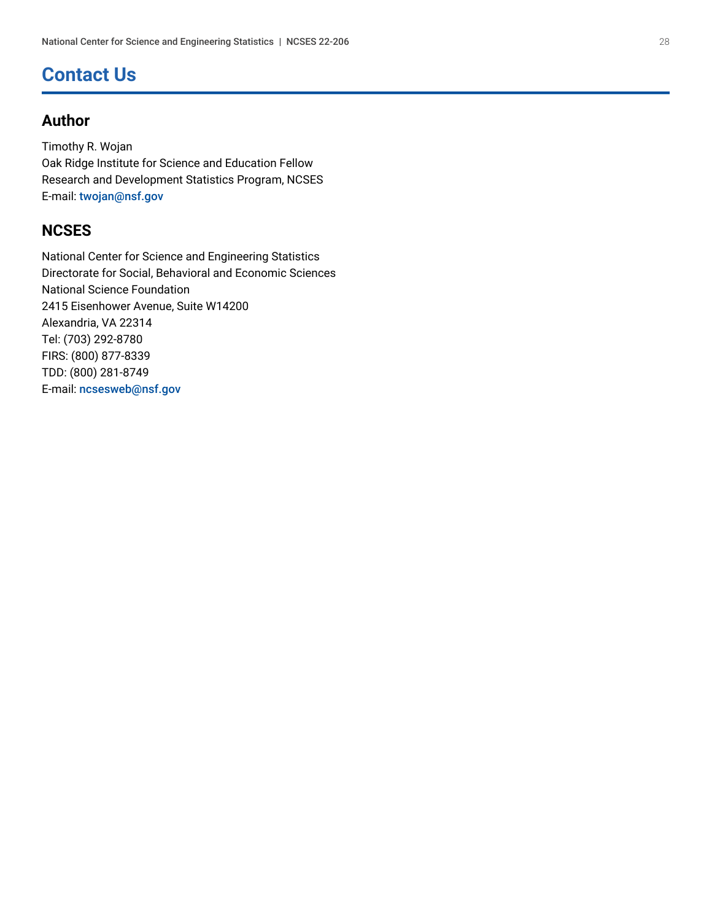# Contact Us

## Author

Timothy R. Wojan
Oak Ridge Institute for Science and Education Fellow
Research and Development Statistics Program, NCSES
E-mail: twojan@nsf.gov

## NCSES

National Center for Science and Engineering Statistics
Directorate for Social, Behavioral and Economic Sciences
National Science Foundation
2415 Eisenhower Avenue, Suite W14200
Alexandria, VA 22314
Tel: (703) 292-8780
FIRS: (800) 877-8339
TDD: (800) 281-8749
E-mail: ncsesweb@nsf.gov